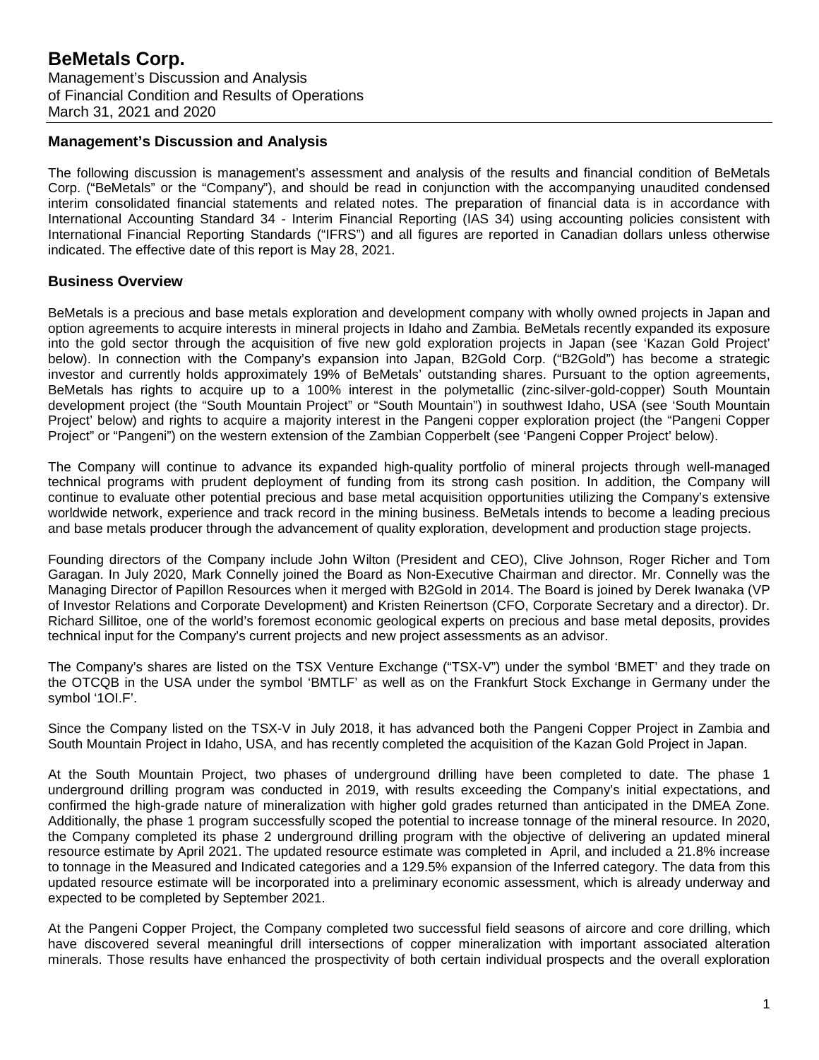# BeMetals Corp.

Management's Discussion and Analysis
of Financial Condition and Results of Operations
March 31, 2021 and 2020

## Management's Discussion and Analysis

The following discussion is management's assessment and analysis of the results and financial condition of BeMetals Corp. ("BeMetals" or the "Company"), and should be read in conjunction with the accompanying unaudited condensed interim consolidated financial statements and related notes. The preparation of financial data is in accordance with International Accounting Standard 34 - Interim Financial Reporting (IAS 34) using accounting policies consistent with International Financial Reporting Standards ("IFRS") and all figures are reported in Canadian dollars unless otherwise indicated. The effective date of this report is May 28, 2021.

## Business Overview

BeMetals is a precious and base metals exploration and development company with wholly owned projects in Japan and option agreements to acquire interests in mineral projects in Idaho and Zambia. BeMetals recently expanded its exposure into the gold sector through the acquisition of five new gold exploration projects in Japan (see 'Kazan Gold Project' below). In connection with the Company's expansion into Japan, B2Gold Corp. ("B2Gold") has become a strategic investor and currently holds approximately 19% of BeMetals' outstanding shares. Pursuant to the option agreements, BeMetals has rights to acquire up to a 100% interest in the polymetallic (zinc-silver-gold-copper) South Mountain development project (the "South Mountain Project" or "South Mountain") in southwest Idaho, USA (see 'South Mountain Project' below) and rights to acquire a majority interest in the Pangeni copper exploration project (the "Pangeni Copper Project" or "Pangeni") on the western extension of the Zambian Copperbelt (see 'Pangeni Copper Project' below).

The Company will continue to advance its expanded high-quality portfolio of mineral projects through well-managed technical programs with prudent deployment of funding from its strong cash position. In addition, the Company will continue to evaluate other potential precious and base metal acquisition opportunities utilizing the Company's extensive worldwide network, experience and track record in the mining business. BeMetals intends to become a leading precious and base metals producer through the advancement of quality exploration, development and production stage projects.

Founding directors of the Company include John Wilton (President and CEO), Clive Johnson, Roger Richer and Tom Garagan. In July 2020, Mark Connelly joined the Board as Non-Executive Chairman and director. Mr. Connelly was the Managing Director of Papillon Resources when it merged with B2Gold in 2014. The Board is joined by Derek Iwanaka (VP of Investor Relations and Corporate Development) and Kristen Reinertson (CFO, Corporate Secretary and a director). Dr. Richard Sillitoe, one of the world's foremost economic geological experts on precious and base metal deposits, provides technical input for the Company's current projects and new project assessments as an advisor.

The Company's shares are listed on the TSX Venture Exchange ("TSX-V") under the symbol 'BMET' and they trade on the OTCQB in the USA under the symbol 'BMTLF' as well as on the Frankfurt Stock Exchange in Germany under the symbol '1OI.F'.

Since the Company listed on the TSX-V in July 2018, it has advanced both the Pangeni Copper Project in Zambia and South Mountain Project in Idaho, USA, and has recently completed the acquisition of the Kazan Gold Project in Japan.

At the South Mountain Project, two phases of underground drilling have been completed to date. The phase 1 underground drilling program was conducted in 2019, with results exceeding the Company's initial expectations, and confirmed the high-grade nature of mineralization with higher gold grades returned than anticipated in the DMEA Zone. Additionally, the phase 1 program successfully scoped the potential to increase tonnage of the mineral resource. In 2020, the Company completed its phase 2 underground drilling program with the objective of delivering an updated mineral resource estimate by April 2021. The updated resource estimate was completed in April, and included a 21.8% increase to tonnage in the Measured and Indicated categories and a 129.5% expansion of the Inferred category. The data from this updated resource estimate will be incorporated into a preliminary economic assessment, which is already underway and expected to be completed by September 2021.

At the Pangeni Copper Project, the Company completed two successful field seasons of aircore and core drilling, which have discovered several meaningful drill intersections of copper mineralization with important associated alteration minerals. Those results have enhanced the prospectivity of both certain individual prospects and the overall exploration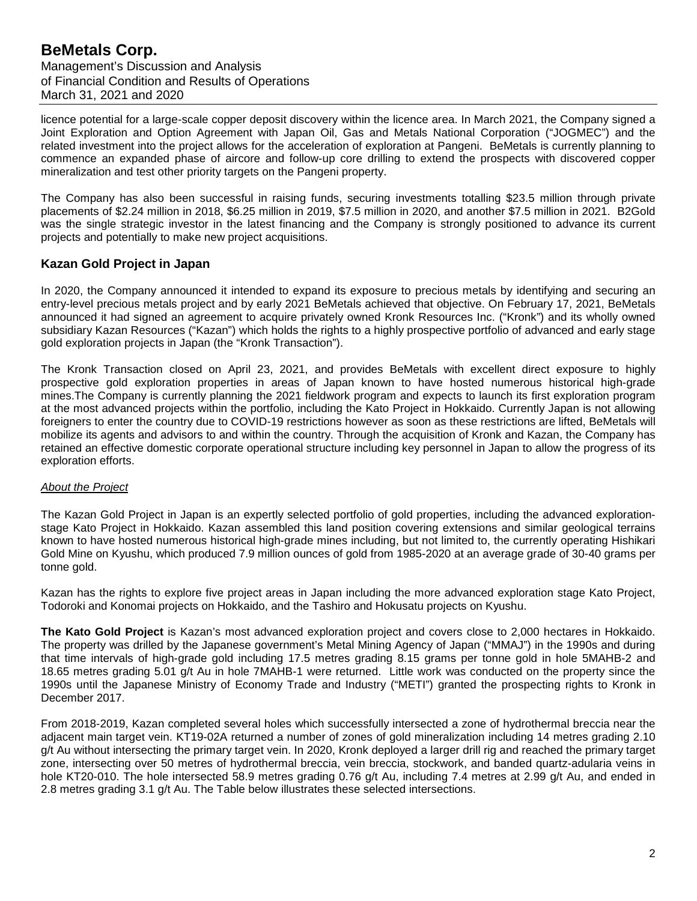licence potential for a large-scale copper deposit discovery within the licence area. In March 2021, the Company signed a Joint Exploration and Option Agreement with Japan Oil, Gas and Metals National Corporation ("JOGMEC") and the related investment into the project allows for the acceleration of exploration at Pangeni. BeMetals is currently planning to commence an expanded phase of aircore and follow-up core drilling to extend the prospects with discovered copper mineralization and test other priority targets on the Pangeni property.

The Company has also been successful in raising funds, securing investments totalling $23.5 million through private placements of $2.24 million in 2018, $6.25 million in 2019, $7.5 million in 2020, and another $7.5 million in 2021. B2Gold was the single strategic investor in the latest financing and the Company is strongly positioned to advance its current projects and potentially to make new project acquisitions.

## Kazan Gold Project in Japan

In 2020, the Company announced it intended to expand its exposure to precious metals by identifying and securing an entry-level precious metals project and by early 2021 BeMetals achieved that objective. On February 17, 2021, BeMetals announced it had signed an agreement to acquire privately owned Kronk Resources Inc. ("Kronk") and its wholly owned subsidiary Kazan Resources ("Kazan") which holds the rights to a highly prospective portfolio of advanced and early stage gold exploration projects in Japan (the "Kronk Transaction").

The Kronk Transaction closed on April 23, 2021, and provides BeMetals with excellent direct exposure to highly prospective gold exploration properties in areas of Japan known to have hosted numerous historical high-grade mines.The Company is currently planning the 2021 fieldwork program and expects to launch its first exploration program at the most advanced projects within the portfolio, including the Kato Project in Hokkaido. Currently Japan is not allowing foreigners to enter the country due to COVID-19 restrictions however as soon as these restrictions are lifted, BeMetals will mobilize its agents and advisors to and within the country. Through the acquisition of Kronk and Kazan, the Company has retained an effective domestic corporate operational structure including key personnel in Japan to allow the progress of its exploration efforts.

*About the Project*

The Kazan Gold Project in Japan is an expertly selected portfolio of gold properties, including the advanced exploration-stage Kato Project in Hokkaido. Kazan assembled this land position covering extensions and similar geological terrains known to have hosted numerous historical high-grade mines including, but not limited to, the currently operating Hishikari Gold Mine on Kyushu, which produced 7.9 million ounces of gold from 1985-2020 at an average grade of 30-40 grams per tonne gold.

Kazan has the rights to explore five project areas in Japan including the more advanced exploration stage Kato Project, Todoroki and Konomai projects on Hokkaido, and the Tashiro and Hokusatu projects on Kyushu.

**The Kato Gold Project** is Kazan's most advanced exploration project and covers close to 2,000 hectares in Hokkaido. The property was drilled by the Japanese government's Metal Mining Agency of Japan ("MMAJ") in the 1990s and during that time intervals of high-grade gold including 17.5 metres grading 8.15 grams per tonne gold in hole 5MAHB-2 and 18.65 metres grading 5.01 g/t Au in hole 7MAHB-1 were returned. Little work was conducted on the property since the 1990s until the Japanese Ministry of Economy Trade and Industry ("METI") granted the prospecting rights to Kronk in December 2017.

From 2018-2019, Kazan completed several holes which successfully intersected a zone of hydrothermal breccia near the adjacent main target vein. KT19-02A returned a number of zones of gold mineralization including 14 metres grading 2.10 g/t Au without intersecting the primary target vein. In 2020, Kronk deployed a larger drill rig and reached the primary target zone, intersecting over 50 metres of hydrothermal breccia, vein breccia, stockwork, and banded quartz-adularia veins in hole KT20-010. The hole intersected 58.9 metres grading 0.76 g/t Au, including 7.4 metres at 2.99 g/t Au, and ended in 2.8 metres grading 3.1 g/t Au. The Table below illustrates these selected intersections.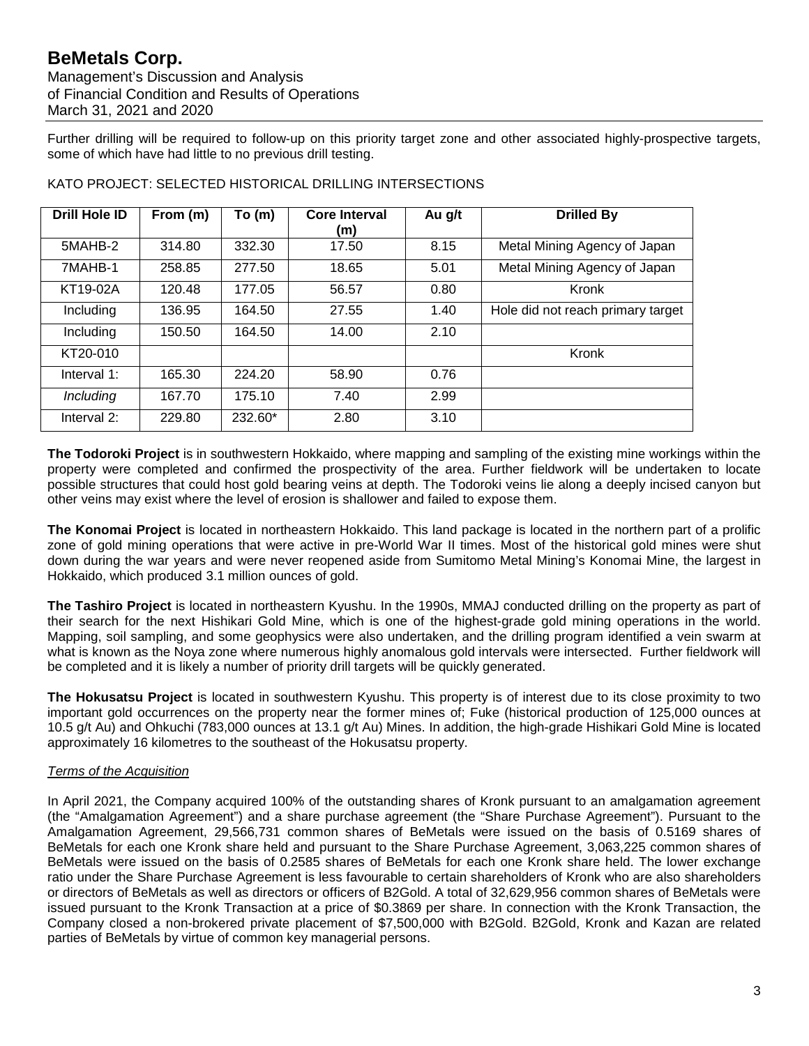Further drilling will be required to follow-up on this priority target zone and other associated highly-prospective targets, some of which have had little to no previous drill testing.

KATO PROJECT: SELECTED HISTORICAL DRILLING INTERSECTIONS

| Drill Hole ID | From (m) | To (m) | Core Interval (m) | Au g/t | Drilled By |
|---|---|---|---|---|---|
| 5MAHB-2 | 314.80 | 332.30 | 17.50 | 8.15 | Metal Mining Agency of Japan |
| 7MAHB-1 | 258.85 | 277.50 | 18.65 | 5.01 | Metal Mining Agency of Japan |
| KT19-02A | 120.48 | 177.05 | 56.57 | 0.80 | Kronk |
| Including | 136.95 | 164.50 | 27.55 | 1.40 | Hole did not reach primary target |
| Including | 150.50 | 164.50 | 14.00 | 2.10 | |
| KT20-010 | | | | | Kronk |
| Interval 1: | 165.30 | 224.20 | 58.90 | 0.76 | |
| *Including* | 167.70 | 175.10 | 7.40 | 2.99 | |
| Interval 2: | 229.80 | 232.60* | 2.80 | 3.10 | |

**The Todoroki Project** is in southwestern Hokkaido, where mapping and sampling of the existing mine workings within the property were completed and confirmed the prospectivity of the area. Further fieldwork will be undertaken to locate possible structures that could host gold bearing veins at depth. The Todoroki veins lie along a deeply incised canyon but other veins may exist where the level of erosion is shallower and failed to expose them.

**The Konomai Project** is located in northeastern Hokkaido. This land package is located in the northern part of a prolific zone of gold mining operations that were active in pre-World War II times. Most of the historical gold mines were shut down during the war years and were never reopened aside from Sumitomo Metal Mining's Konomai Mine, the largest in Hokkaido, which produced 3.1 million ounces of gold.

**The Tashiro Project** is located in northeastern Kyushu. In the 1990s, MMAJ conducted drilling on the property as part of their search for the next Hishikari Gold Mine, which is one of the highest-grade gold mining operations in the world. Mapping, soil sampling, and some geophysics were also undertaken, and the drilling program identified a vein swarm at what is known as the Noya zone where numerous highly anomalous gold intervals were intersected. Further fieldwork will be completed and it is likely a number of priority drill targets will be quickly generated.

**The Hokusatsu Project** is located in southwestern Kyushu. This property is of interest due to its close proximity to two important gold occurrences on the property near the former mines of; Fuke (historical production of 125,000 ounces at 10.5 g/t Au) and Ohkuchi (783,000 ounces at 13.1 g/t Au) Mines. In addition, the high-grade Hishikari Gold Mine is located approximately 16 kilometres to the southeast of the Hokusatsu property.

*Terms of the Acquisition*

In April 2021, the Company acquired 100% of the outstanding shares of Kronk pursuant to an amalgamation agreement (the "Amalgamation Agreement") and a share purchase agreement (the "Share Purchase Agreement"). Pursuant to the Amalgamation Agreement, 29,566,731 common shares of BeMetals were issued on the basis of 0.5169 shares of BeMetals for each one Kronk share held and pursuant to the Share Purchase Agreement, 3,063,225 common shares of BeMetals were issued on the basis of 0.2585 shares of BeMetals for each one Kronk share held. The lower exchange ratio under the Share Purchase Agreement is less favourable to certain shareholders of Kronk who are also shareholders or directors of BeMetals as well as directors or officers of B2Gold. A total of 32,629,956 common shares of BeMetals were issued pursuant to the Kronk Transaction at a price of $0.3869 per share. In connection with the Kronk Transaction, the Company closed a non-brokered private placement of $7,500,000 with B2Gold. B2Gold, Kronk and Kazan are related parties of BeMetals by virtue of common key managerial persons.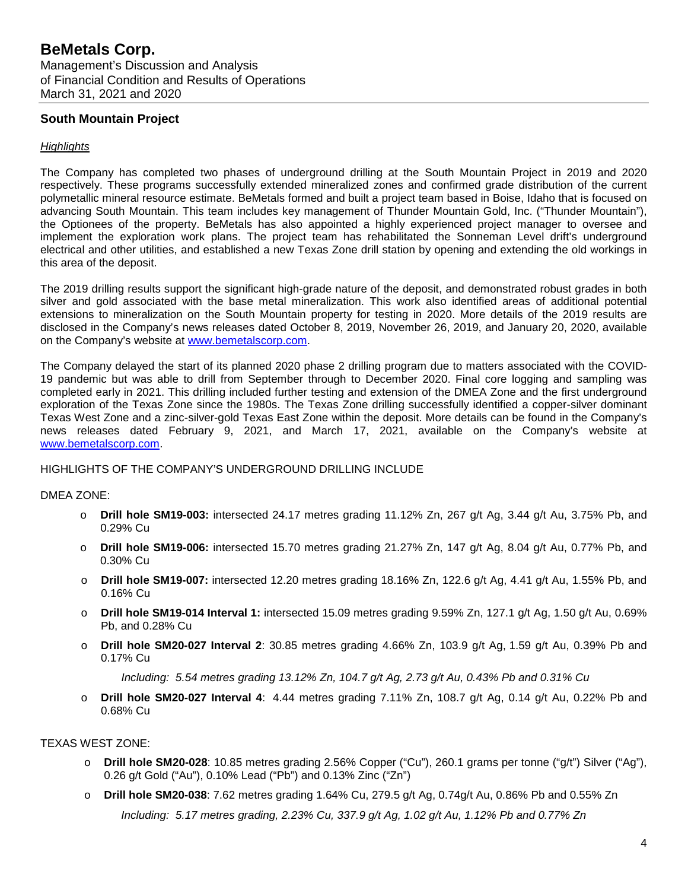## South Mountain Project

### *Highlights*

The Company has completed two phases of underground drilling at the South Mountain Project in 2019 and 2020 respectively. These programs successfully extended mineralized zones and confirmed grade distribution of the current polymetallic mineral resource estimate. BeMetals formed and built a project team based in Boise, Idaho that is focused on advancing South Mountain. This team includes key management of Thunder Mountain Gold, Inc. ("Thunder Mountain"), the Optionees of the property. BeMetals has also appointed a highly experienced project manager to oversee and implement the exploration work plans. The project team has rehabilitated the Sonneman Level drift's underground electrical and other utilities, and established a new Texas Zone drill station by opening and extending the old workings in this area of the deposit.

The 2019 drilling results support the significant high-grade nature of the deposit, and demonstrated robust grades in both silver and gold associated with the base metal mineralization. This work also identified areas of additional potential extensions to mineralization on the South Mountain property for testing in 2020. More details of the 2019 results are disclosed in the Company's news releases dated October 8, 2019, November 26, 2019, and January 20, 2020, available on the Company's website at www.bemetalscorp.com.

The Company delayed the start of its planned 2020 phase 2 drilling program due to matters associated with the COVID-19 pandemic but was able to drill from September through to December 2020. Final core logging and sampling was completed early in 2021. This drilling included further testing and extension of the DMEA Zone and the first underground exploration of the Texas Zone since the 1980s. The Texas Zone drilling successfully identified a copper-silver dominant Texas West Zone and a zinc-silver-gold Texas East Zone within the deposit. More details can be found in the Company's news releases dated February 9, 2021, and March 17, 2021, available on the Company's website at www.bemetalscorp.com.

HIGHLIGHTS OF THE COMPANY'S UNDERGROUND DRILLING INCLUDE

DMEA ZONE:

- **Drill hole SM19-003:** intersected 24.17 metres grading 11.12% Zn, 267 g/t Ag, 3.44 g/t Au, 3.75% Pb, and 0.29% Cu
- **Drill hole SM19-006:** intersected 15.70 metres grading 21.27% Zn, 147 g/t Ag, 8.04 g/t Au, 0.77% Pb, and 0.30% Cu
- **Drill hole SM19-007:** intersected 12.20 metres grading 18.16% Zn, 122.6 g/t Ag, 4.41 g/t Au, 1.55% Pb, and 0.16% Cu
- **Drill hole SM19-014 Interval 1:** intersected 15.09 metres grading 9.59% Zn, 127.1 g/t Ag, 1.50 g/t Au, 0.69% Pb, and 0.28% Cu
- **Drill hole SM20-027 Interval 2**: 30.85 metres grading 4.66% Zn, 103.9 g/t Ag, 1.59 g/t Au, 0.39% Pb and 0.17% Cu

  *Including: 5.54 metres grading 13.12% Zn, 104.7 g/t Ag, 2.73 g/t Au, 0.43% Pb and 0.31% Cu*

- **Drill hole SM20-027 Interval 4**: 4.44 metres grading 7.11% Zn, 108.7 g/t Ag, 0.14 g/t Au, 0.22% Pb and 0.68% Cu

TEXAS WEST ZONE:

- **Drill hole SM20-028**: 10.85 metres grading 2.56% Copper ("Cu"), 260.1 grams per tonne ("g/t") Silver ("Ag"), 0.26 g/t Gold ("Au"), 0.10% Lead ("Pb") and 0.13% Zinc ("Zn")
- **Drill hole SM20-038**: 7.62 metres grading 1.64% Cu, 279.5 g/t Ag, 0.74g/t Au, 0.86% Pb and 0.55% Zn

  *Including: 5.17 metres grading, 2.23% Cu, 337.9 g/t Ag, 1.02 g/t Au, 1.12% Pb and 0.77% Zn*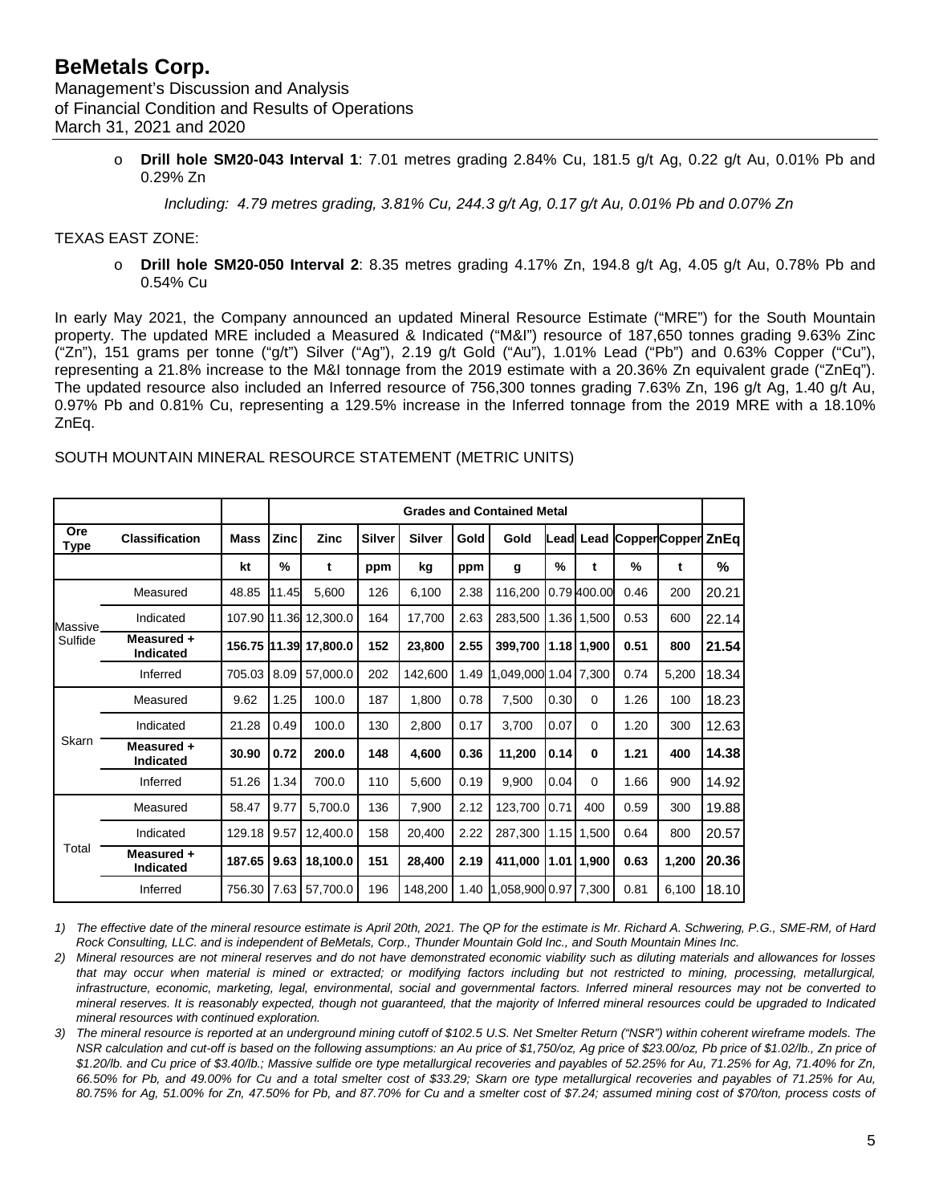- **Drill hole SM20-043 Interval 1**: 7.01 metres grading 2.84% Cu, 181.5 g/t Ag, 0.22 g/t Au, 0.01% Pb and 0.29% Zn

  *Including: 4.79 metres grading, 3.81% Cu, 244.3 g/t Ag, 0.17 g/t Au, 0.01% Pb and 0.07% Zn*

TEXAS EAST ZONE:

- **Drill hole SM20-050 Interval 2**: 8.35 metres grading 4.17% Zn, 194.8 g/t Ag, 4.05 g/t Au, 0.78% Pb and 0.54% Cu

In early May 2021, the Company announced an updated Mineral Resource Estimate ("MRE") for the South Mountain property. The updated MRE included a Measured & Indicated ("M&I") resource of 187,650 tonnes grading 9.63% Zinc ("Zn"), 151 grams per tonne ("g/t") Silver ("Ag"), 2.19 g/t Gold ("Au"), 1.01% Lead ("Pb") and 0.63% Copper ("Cu"), representing a 21.8% increase to the M&I tonnage from the 2019 estimate with a 20.36% Zn equivalent grade ("ZnEq"). The updated resource also included an Inferred resource of 756,300 tonnes grading 7.63% Zn, 196 g/t Ag, 1.40 g/t Au, 0.97% Pb and 0.81% Cu, representing a 129.5% increase in the Inferred tonnage from the 2019 MRE with a 18.10% ZnEq.

SOUTH MOUNTAIN MINERAL RESOURCE STATEMENT (METRIC UNITS)

| | | | Grades and Contained Metal | | | | | | | | | | | |
|---|---|---|---|---|---|---|---|---|---|---|---|---|---|
| **Ore Type** | **Classification** | **Mass** | **Zinc** | **Zinc** | **Silver** | **Silver** | **Gold** | **Gold** | **Lead** | **Lead** | **Copper** | **Copper** | **ZnEq** |
| | | **kt** | **%** | **t** | **ppm** | **kg** | **ppm** | **g** | **%** | **t** | **%** | **t** | **%** |
| Massive Sulfide | Measured | 48.85 | 11.45 | 5,600 | 126 | 6,100 | 2.38 | 116,200 | 0.79 | 400.00 | 0.46 | 200 | 20.21 |
| | Indicated | 107.90 | 11.36 | 12,300.0 | 164 | 17,700 | 2.63 | 283,500 | 1.36 | 1,500 | 0.53 | 600 | 22.14 |
| | **Measured + Indicated** | **156.75** | **11.39** | **17,800.0** | **152** | **23,800** | **2.55** | **399,700** | **1.18** | **1,900** | **0.51** | **800** | **21.54** |
| | Inferred | 705.03 | 8.09 | 57,000.0 | 202 | 142,600 | 1.49 | 1,049,000 | 1.04 | 7,300 | 0.74 | 5,200 | 18.34 |
| Skarn | Measured | 9.62 | 1.25 | 100.0 | 187 | 1,800 | 0.78 | 7,500 | 0.30 | 0 | 1.26 | 100 | 18.23 |
| | Indicated | 21.28 | 0.49 | 100.0 | 130 | 2,800 | 0.17 | 3,700 | 0.07 | 0 | 1.20 | 300 | 12.63 |
| | **Measured + Indicated** | **30.90** | **0.72** | **200.0** | **148** | **4,600** | **0.36** | **11,200** | **0.14** | **0** | **1.21** | **400** | **14.38** |
| | Inferred | 51.26 | 1.34 | 700.0 | 110 | 5,600 | 0.19 | 9,900 | 0.04 | 0 | 1.66 | 900 | 14.92 |
| Total | Measured | 58.47 | 9.77 | 5,700.0 | 136 | 7,900 | 2.12 | 123,700 | 0.71 | 400 | 0.59 | 300 | 19.88 |
| | Indicated | 129.18 | 9.57 | 12,400.0 | 158 | 20,400 | 2.22 | 287,300 | 1.15 | 1,500 | 0.64 | 800 | 20.57 |
| | **Measured + Indicated** | **187.65** | **9.63** | **18,100.0** | **151** | **28,400** | **2.19** | **411,000** | **1.01** | **1,900** | **0.63** | **1,200** | **20.36** |
| | Inferred | 756.30 | 7.63 | 57,700.0 | 196 | 148,200 | 1.40 | 1,058,900 | 0.97 | 7,300 | 0.81 | 6,100 | 18.10 |

1) *The effective date of the mineral resource estimate is April 20th, 2021. The QP for the estimate is Mr. Richard A. Schwering, P.G., SME-RM, of Hard Rock Consulting, LLC. and is independent of BeMetals, Corp., Thunder Mountain Gold Inc., and South Mountain Mines Inc.*
2) *Mineral resources are not mineral reserves and do not have demonstrated economic viability such as diluting materials and allowances for losses that may occur when material is mined or extracted; or modifying factors including but not restricted to mining, processing, metallurgical, infrastructure, economic, marketing, legal, environmental, social and governmental factors. Inferred mineral resources may not be converted to mineral reserves. It is reasonably expected, though not guaranteed, that the majority of Inferred mineral resources could be upgraded to Indicated mineral resources with continued exploration.*
3) *The mineral resource is reported at an underground mining cutoff of $102.5 U.S. Net Smelter Return ("NSR") within coherent wireframe models. The NSR calculation and cut-off is based on the following assumptions: an Au price of $1,750/oz, Ag price of $23.00/oz, Pb price of $1.02/lb., Zn price of $1.20/lb. and Cu price of $3.40/lb.; Massive sulfide ore type metallurgical recoveries and payables of 52.25% for Au, 71.25% for Ag, 71.40% for Zn, 66.50% for Pb, and 49.00% for Cu and a total smelter cost of $33.29; Skarn ore type metallurgical recoveries and payables of 71.25% for Au, 80.75% for Ag, 51.00% for Zn, 47.50% for Pb, and 87.70% for Cu and a smelter cost of $7.24; assumed mining cost of $70/ton, process costs of*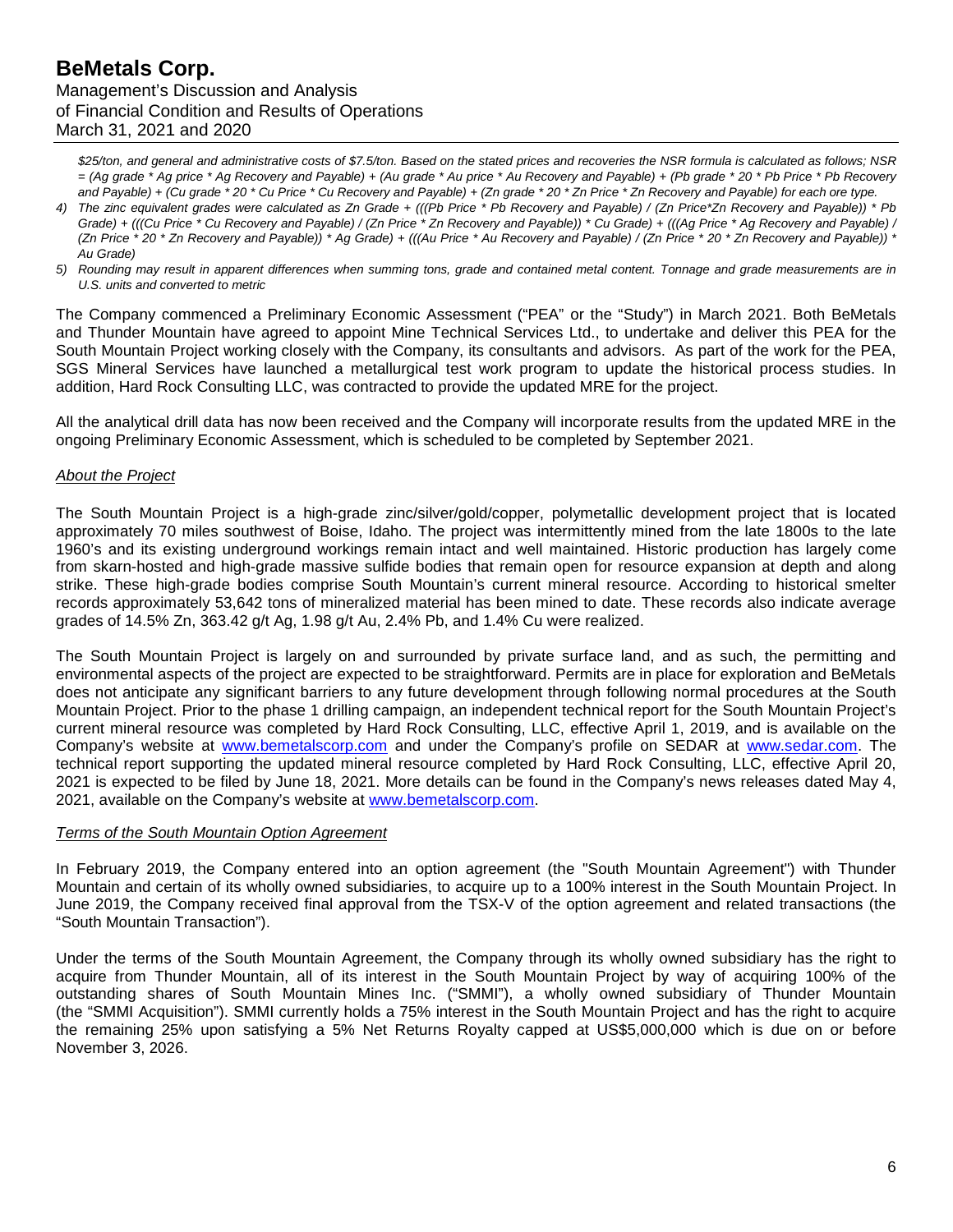*$25/ton, and general and administrative costs of $7.5/ton. Based on the stated prices and recoveries the NSR formula is calculated as follows; NSR = (Ag grade * Ag price * Ag Recovery and Payable) + (Au grade * Au price * Au Recovery and Payable) + (Pb grade * 20 * Pb Price * Pb Recovery and Payable) + (Cu grade * 20 * Cu Price * Cu Recovery and Payable) + (Zn grade * 20 * Zn Price * Zn Recovery and Payable) for each ore type.*

4) *The zinc equivalent grades were calculated as Zn Grade + (((Pb Price * Pb Recovery and Payable) / (Zn Price*Zn Recovery and Payable)) * Pb Grade) + (((Cu Price * Cu Recovery and Payable) / (Zn Price * Zn Recovery and Payable)) * Cu Grade) + (((Ag Price * Ag Recovery and Payable) / (Zn Price * 20 * Zn Recovery and Payable)) * Ag Grade) + (((Au Price * Au Recovery and Payable) / (Zn Price * 20 * Zn Recovery and Payable)) * Au Grade)*
5) *Rounding may result in apparent differences when summing tons, grade and contained metal content. Tonnage and grade measurements are in U.S. units and converted to metric*

The Company commenced a Preliminary Economic Assessment ("PEA" or the "Study") in March 2021. Both BeMetals and Thunder Mountain have agreed to appoint Mine Technical Services Ltd., to undertake and deliver this PEA for the South Mountain Project working closely with the Company, its consultants and advisors. As part of the work for the PEA, SGS Mineral Services have launched a metallurgical test work program to update the historical process studies. In addition, Hard Rock Consulting LLC, was contracted to provide the updated MRE for the project.

All the analytical drill data has now been received and the Company will incorporate results from the updated MRE in the ongoing Preliminary Economic Assessment, which is scheduled to be completed by September 2021.

*About the Project*

The South Mountain Project is a high-grade zinc/silver/gold/copper, polymetallic development project that is located approximately 70 miles southwest of Boise, Idaho. The project was intermittently mined from the late 1800s to the late 1960's and its existing underground workings remain intact and well maintained. Historic production has largely come from skarn-hosted and high-grade massive sulfide bodies that remain open for resource expansion at depth and along strike. These high-grade bodies comprise South Mountain's current mineral resource. According to historical smelter records approximately 53,642 tons of mineralized material has been mined to date. These records also indicate average grades of 14.5% Zn, 363.42 g/t Ag, 1.98 g/t Au, 2.4% Pb, and 1.4% Cu were realized.

The South Mountain Project is largely on and surrounded by private surface land, and as such, the permitting and environmental aspects of the project are expected to be straightforward. Permits are in place for exploration and BeMetals does not anticipate any significant barriers to any future development through following normal procedures at the South Mountain Project. Prior to the phase 1 drilling campaign, an independent technical report for the South Mountain Project's current mineral resource was completed by Hard Rock Consulting, LLC, effective April 1, 2019, and is available on the Company's website at www.bemetalscorp.com and under the Company's profile on SEDAR at www.sedar.com. The technical report supporting the updated mineral resource completed by Hard Rock Consulting, LLC, effective April 20, 2021 is expected to be filed by June 18, 2021. More details can be found in the Company's news releases dated May 4, 2021, available on the Company's website at www.bemetalscorp.com.

*Terms of the South Mountain Option Agreement*

In February 2019, the Company entered into an option agreement (the "South Mountain Agreement") with Thunder Mountain and certain of its wholly owned subsidiaries, to acquire up to a 100% interest in the South Mountain Project. In June 2019, the Company received final approval from the TSX-V of the option agreement and related transactions (the "South Mountain Transaction").

Under the terms of the South Mountain Agreement, the Company through its wholly owned subsidiary has the right to acquire from Thunder Mountain, all of its interest in the South Mountain Project by way of acquiring 100% of the outstanding shares of South Mountain Mines Inc. ("SMMI"), a wholly owned subsidiary of Thunder Mountain (the "SMMI Acquisition"). SMMI currently holds a 75% interest in the South Mountain Project and has the right to acquire the remaining 25% upon satisfying a 5% Net Returns Royalty capped at US$5,000,000 which is due on or before November 3, 2026.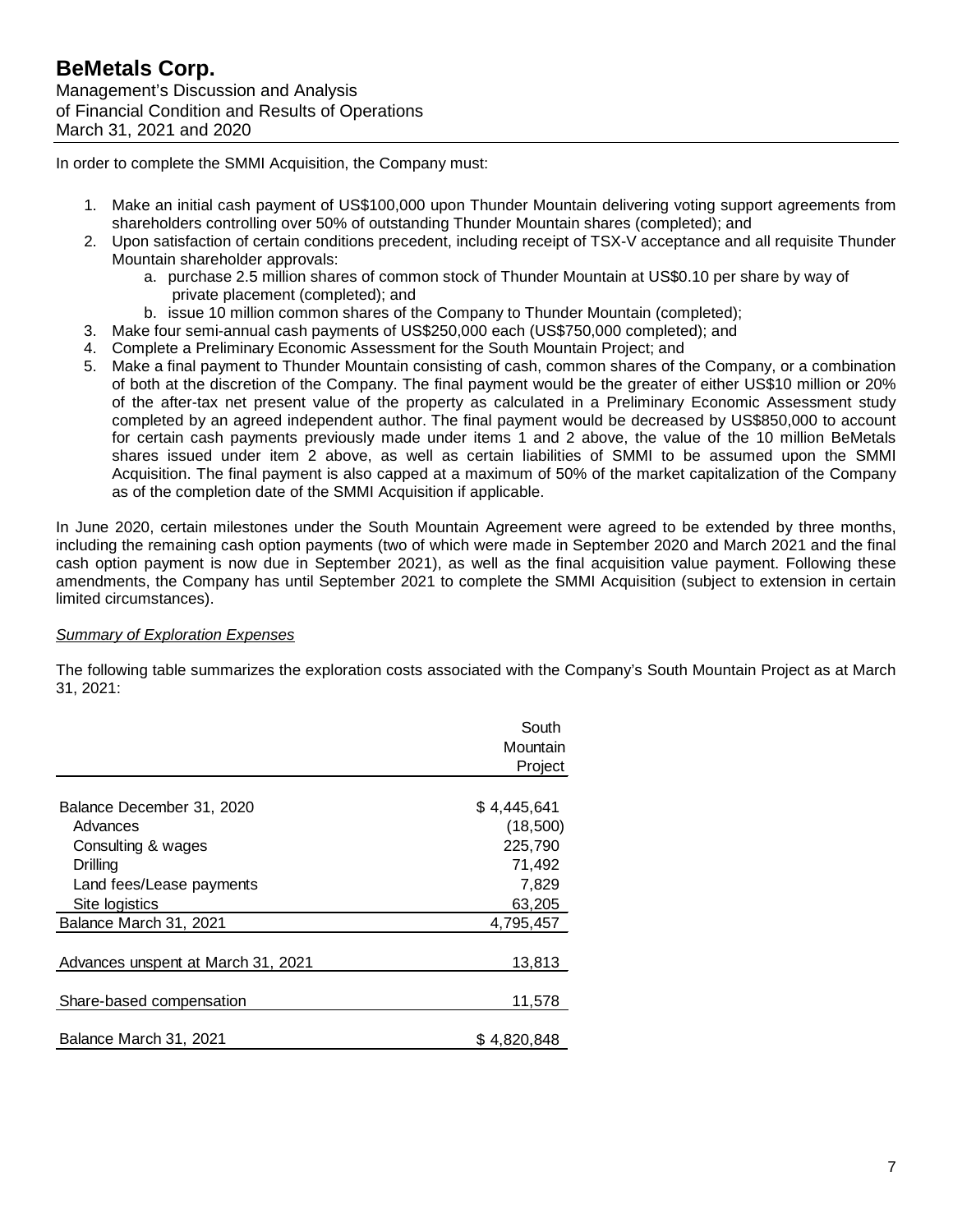In order to complete the SMMI Acquisition, the Company must:

1. Make an initial cash payment of US$100,000 upon Thunder Mountain delivering voting support agreements from shareholders controlling over 50% of outstanding Thunder Mountain shares (completed); and
2. Upon satisfaction of certain conditions precedent, including receipt of TSX-V acceptance and all requisite Thunder Mountain shareholder approvals:
    a. purchase 2.5 million shares of common stock of Thunder Mountain at US$0.10 per share by way of private placement (completed); and
    b. issue 10 million common shares of the Company to Thunder Mountain (completed);
3. Make four semi-annual cash payments of US$250,000 each (US$750,000 completed); and
4. Complete a Preliminary Economic Assessment for the South Mountain Project; and
5. Make a final payment to Thunder Mountain consisting of cash, common shares of the Company, or a combination of both at the discretion of the Company. The final payment would be the greater of either US$10 million or 20% of the after-tax net present value of the property as calculated in a Preliminary Economic Assessment study completed by an agreed independent author. The final payment would be decreased by US$850,000 to account for certain cash payments previously made under items 1 and 2 above, the value of the 10 million BeMetals shares issued under item 2 above, as well as certain liabilities of SMMI to be assumed upon the SMMI Acquisition. The final payment is also capped at a maximum of 50% of the market capitalization of the Company as of the completion date of the SMMI Acquisition if applicable.

In June 2020, certain milestones under the South Mountain Agreement were agreed to be extended by three months, including the remaining cash option payments (two of which were made in September 2020 and March 2021 and the final cash option payment is now due in September 2021), as well as the final acquisition value payment. Following these amendments, the Company has until September 2021 to complete the SMMI Acquisition (subject to extension in certain limited circumstances).

*Summary of Exploration Expenses*

The following table summarizes the exploration costs associated with the Company's South Mountain Project as at March 31, 2021:

| | South Mountain Project |
|---|---|
| Balance December 31, 2020 | $ 4,445,641 |
| Advances | (18,500) |
| Consulting & wages | 225,790 |
| Drilling | 71,492 |
| Land fees/Lease payments | 7,829 |
| Site logistics | 63,205 |
| Balance March 31, 2021 | 4,795,457 |
| Advances unspent at March 31, 2021 | 13,813 |
| Share-based compensation | 11,578 |
| Balance March 31, 2021 | $ 4,820,848 |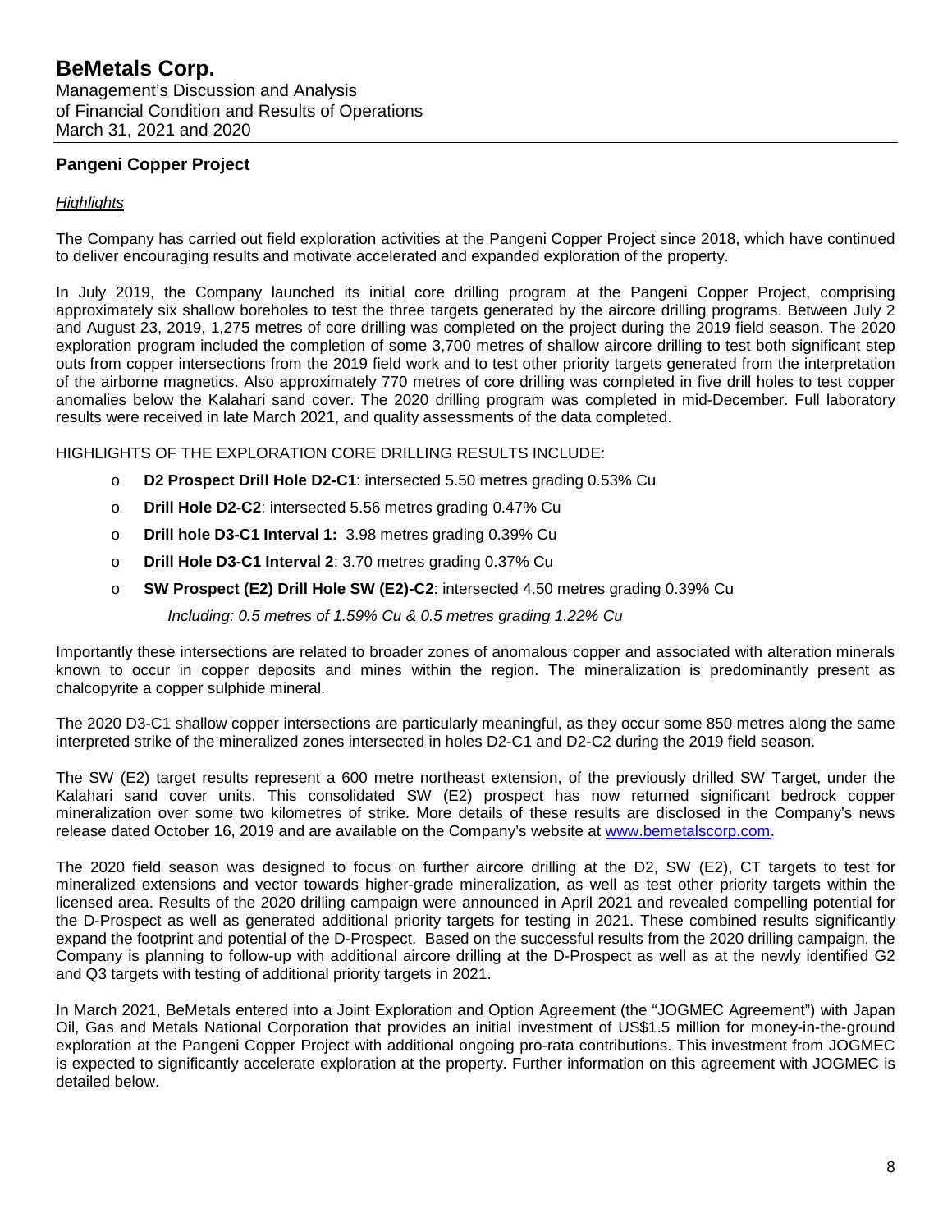## Pangeni Copper Project

### *Highlights*

The Company has carried out field exploration activities at the Pangeni Copper Project since 2018, which have continued to deliver encouraging results and motivate accelerated and expanded exploration of the property.

In July 2019, the Company launched its initial core drilling program at the Pangeni Copper Project, comprising approximately six shallow boreholes to test the three targets generated by the aircore drilling programs. Between July 2 and August 23, 2019, 1,275 metres of core drilling was completed on the project during the 2019 field season. The 2020 exploration program included the completion of some 3,700 metres of shallow aircore drilling to test both significant step outs from copper intersections from the 2019 field work and to test other priority targets generated from the interpretation of the airborne magnetics. Also approximately 770 metres of core drilling was completed in five drill holes to test copper anomalies below the Kalahari sand cover. The 2020 drilling program was completed in mid-December. Full laboratory results were received in late March 2021, and quality assessments of the data completed.

HIGHLIGHTS OF THE EXPLORATION CORE DRILLING RESULTS INCLUDE:

- **D2 Prospect Drill Hole D2-C1**: intersected 5.50 metres grading 0.53% Cu
- **Drill Hole D2-C2**: intersected 5.56 metres grading 0.47% Cu
- **Drill hole D3-C1 Interval 1:** 3.98 metres grading 0.39% Cu
- **Drill Hole D3-C1 Interval 2**: 3.70 metres grading 0.37% Cu
- **SW Prospect (E2) Drill Hole SW (E2)-C2**: intersected 4.50 metres grading 0.39% Cu

  *Including: 0.5 metres of 1.59% Cu & 0.5 metres grading 1.22% Cu*

Importantly these intersections are related to broader zones of anomalous copper and associated with alteration minerals known to occur in copper deposits and mines within the region. The mineralization is predominantly present as chalcopyrite a copper sulphide mineral.

The 2020 D3-C1 shallow copper intersections are particularly meaningful, as they occur some 850 metres along the same interpreted strike of the mineralized zones intersected in holes D2-C1 and D2-C2 during the 2019 field season.

The SW (E2) target results represent a 600 metre northeast extension, of the previously drilled SW Target, under the Kalahari sand cover units. This consolidated SW (E2) prospect has now returned significant bedrock copper mineralization over some two kilometres of strike. More details of these results are disclosed in the Company's news release dated October 16, 2019 and are available on the Company's website at [www.bemetalscorp.com](http://www.bemetalscorp.com).

The 2020 field season was designed to focus on further aircore drilling at the D2, SW (E2), CT targets to test for mineralized extensions and vector towards higher-grade mineralization, as well as test other priority targets within the licensed area. Results of the 2020 drilling campaign were announced in April 2021 and revealed compelling potential for the D-Prospect as well as generated additional priority targets for testing in 2021. These combined results significantly expand the footprint and potential of the D-Prospect. Based on the successful results from the 2020 drilling campaign, the Company is planning to follow-up with additional aircore drilling at the D-Prospect as well as at the newly identified G2 and Q3 targets with testing of additional priority targets in 2021.

In March 2021, BeMetals entered into a Joint Exploration and Option Agreement (the "JOGMEC Agreement") with Japan Oil, Gas and Metals National Corporation that provides an initial investment of US$1.5 million for money-in-the-ground exploration at the Pangeni Copper Project with additional ongoing pro-rata contributions. This investment from JOGMEC is expected to significantly accelerate exploration at the property. Further information on this agreement with JOGMEC is detailed below.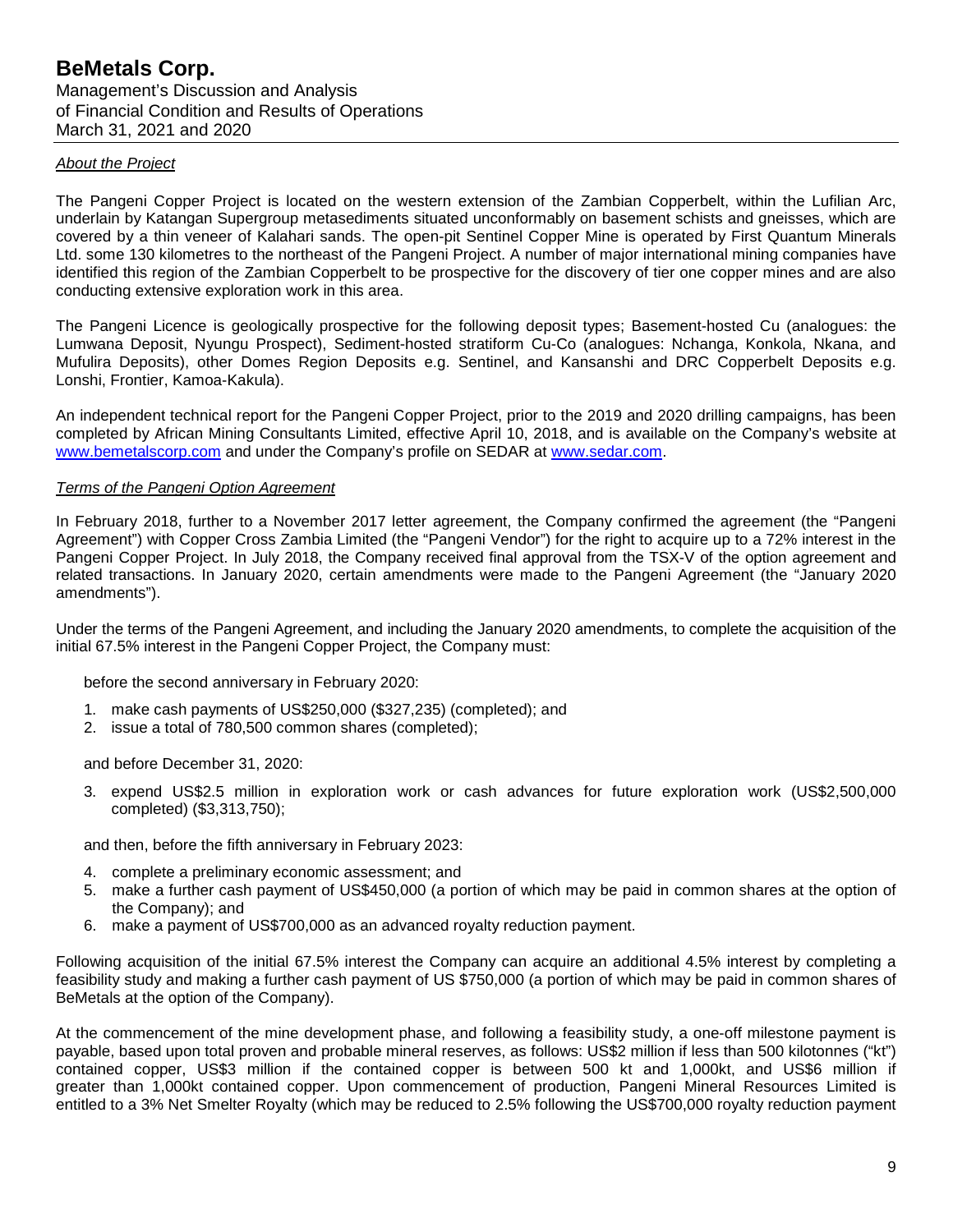*About the Project*

The Pangeni Copper Project is located on the western extension of the Zambian Copperbelt, within the Lufilian Arc, underlain by Katangan Supergroup metasediments situated unconformably on basement schists and gneisses, which are covered by a thin veneer of Kalahari sands. The open-pit Sentinel Copper Mine is operated by First Quantum Minerals Ltd. some 130 kilometres to the northeast of the Pangeni Project. A number of major international mining companies have identified this region of the Zambian Copperbelt to be prospective for the discovery of tier one copper mines and are also conducting extensive exploration work in this area.

The Pangeni Licence is geologically prospective for the following deposit types; Basement-hosted Cu (analogues: the Lumwana Deposit, Nyungu Prospect), Sediment-hosted stratiform Cu-Co (analogues: Nchanga, Konkola, Nkana, and Mufulira Deposits), other Domes Region Deposits e.g. Sentinel, and Kansanshi and DRC Copperbelt Deposits e.g. Lonshi, Frontier, Kamoa-Kakula).

An independent technical report for the Pangeni Copper Project, prior to the 2019 and 2020 drilling campaigns, has been completed by African Mining Consultants Limited, effective April 10, 2018, and is available on the Company's website at www.bemetalscorp.com and under the Company's profile on SEDAR at www.sedar.com.

*Terms of the Pangeni Option Agreement*

In February 2018, further to a November 2017 letter agreement, the Company confirmed the agreement (the "Pangeni Agreement") with Copper Cross Zambia Limited (the "Pangeni Vendor") for the right to acquire up to a 72% interest in the Pangeni Copper Project. In July 2018, the Company received final approval from the TSX-V of the option agreement and related transactions. In January 2020, certain amendments were made to the Pangeni Agreement (the "January 2020 amendments").

Under the terms of the Pangeni Agreement, and including the January 2020 amendments, to complete the acquisition of the initial 67.5% interest in the Pangeni Copper Project, the Company must:

before the second anniversary in February 2020:

1. make cash payments of US$250,000 ($327,235) (completed); and
2. issue a total of 780,500 common shares (completed);

and before December 31, 2020:

3. expend US$2.5 million in exploration work or cash advances for future exploration work (US$2,500,000 completed) ($3,313,750);

and then, before the fifth anniversary in February 2023:

4. complete a preliminary economic assessment; and
5. make a further cash payment of US$450,000 (a portion of which may be paid in common shares at the option of the Company); and
6. make a payment of US$700,000 as an advanced royalty reduction payment.

Following acquisition of the initial 67.5% interest the Company can acquire an additional 4.5% interest by completing a feasibility study and making a further cash payment of US $750,000 (a portion of which may be paid in common shares of BeMetals at the option of the Company).

At the commencement of the mine development phase, and following a feasibility study, a one-off milestone payment is payable, based upon total proven and probable mineral reserves, as follows: US$2 million if less than 500 kilotonnes ("kt") contained copper, US$3 million if the contained copper is between 500 kt and 1,000kt, and US$6 million if greater than 1,000kt contained copper. Upon commencement of production, Pangeni Mineral Resources Limited is entitled to a 3% Net Smelter Royalty (which may be reduced to 2.5% following the US$700,000 royalty reduction payment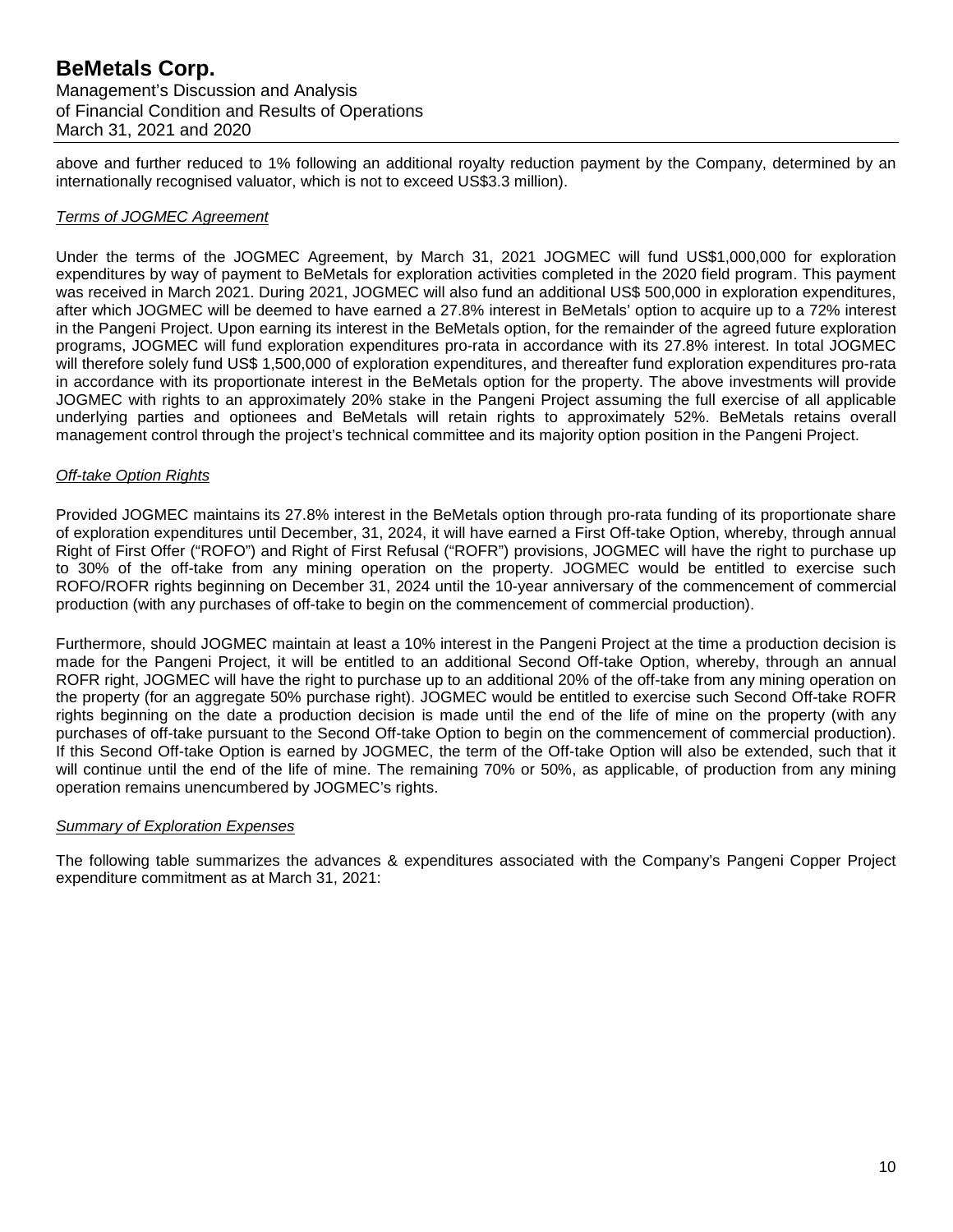above and further reduced to 1% following an additional royalty reduction payment by the Company, determined by an internationally recognised valuator, which is not to exceed US$3.3 million).

*Terms of JOGMEC Agreement*

Under the terms of the JOGMEC Agreement, by March 31, 2021 JOGMEC will fund US$1,000,000 for exploration expenditures by way of payment to BeMetals for exploration activities completed in the 2020 field program. This payment was received in March 2021. During 2021, JOGMEC will also fund an additional US$ 500,000 in exploration expenditures, after which JOGMEC will be deemed to have earned a 27.8% interest in BeMetals' option to acquire up to a 72% interest in the Pangeni Project. Upon earning its interest in the BeMetals option, for the remainder of the agreed future exploration programs, JOGMEC will fund exploration expenditures pro-rata in accordance with its 27.8% interest. In total JOGMEC will therefore solely fund US$ 1,500,000 of exploration expenditures, and thereafter fund exploration expenditures pro-rata in accordance with its proportionate interest in the BeMetals option for the property. The above investments will provide JOGMEC with rights to an approximately 20% stake in the Pangeni Project assuming the full exercise of all applicable underlying parties and optionees and BeMetals will retain rights to approximately 52%. BeMetals retains overall management control through the project's technical committee and its majority option position in the Pangeni Project.

*Off-take Option Rights*

Provided JOGMEC maintains its 27.8% interest in the BeMetals option through pro-rata funding of its proportionate share of exploration expenditures until December, 31, 2024, it will have earned a First Off-take Option, whereby, through annual Right of First Offer ("ROFO") and Right of First Refusal ("ROFR") provisions, JOGMEC will have the right to purchase up to 30% of the off-take from any mining operation on the property. JOGMEC would be entitled to exercise such ROFO/ROFR rights beginning on December 31, 2024 until the 10-year anniversary of the commencement of commercial production (with any purchases of off-take to begin on the commencement of commercial production).

Furthermore, should JOGMEC maintain at least a 10% interest in the Pangeni Project at the time a production decision is made for the Pangeni Project, it will be entitled to an additional Second Off-take Option, whereby, through an annual ROFR right, JOGMEC will have the right to purchase up to an additional 20% of the off-take from any mining operation on the property (for an aggregate 50% purchase right). JOGMEC would be entitled to exercise such Second Off-take ROFR rights beginning on the date a production decision is made until the end of the life of mine on the property (with any purchases of off-take pursuant to the Second Off-take Option to begin on the commencement of commercial production). If this Second Off-take Option is earned by JOGMEC, the term of the Off-take Option will also be extended, such that it will continue until the end of the life of mine. The remaining 70% or 50%, as applicable, of production from any mining operation remains unencumbered by JOGMEC's rights.

*Summary of Exploration Expenses*

The following table summarizes the advances & expenditures associated with the Company's Pangeni Copper Project expenditure commitment as at March 31, 2021: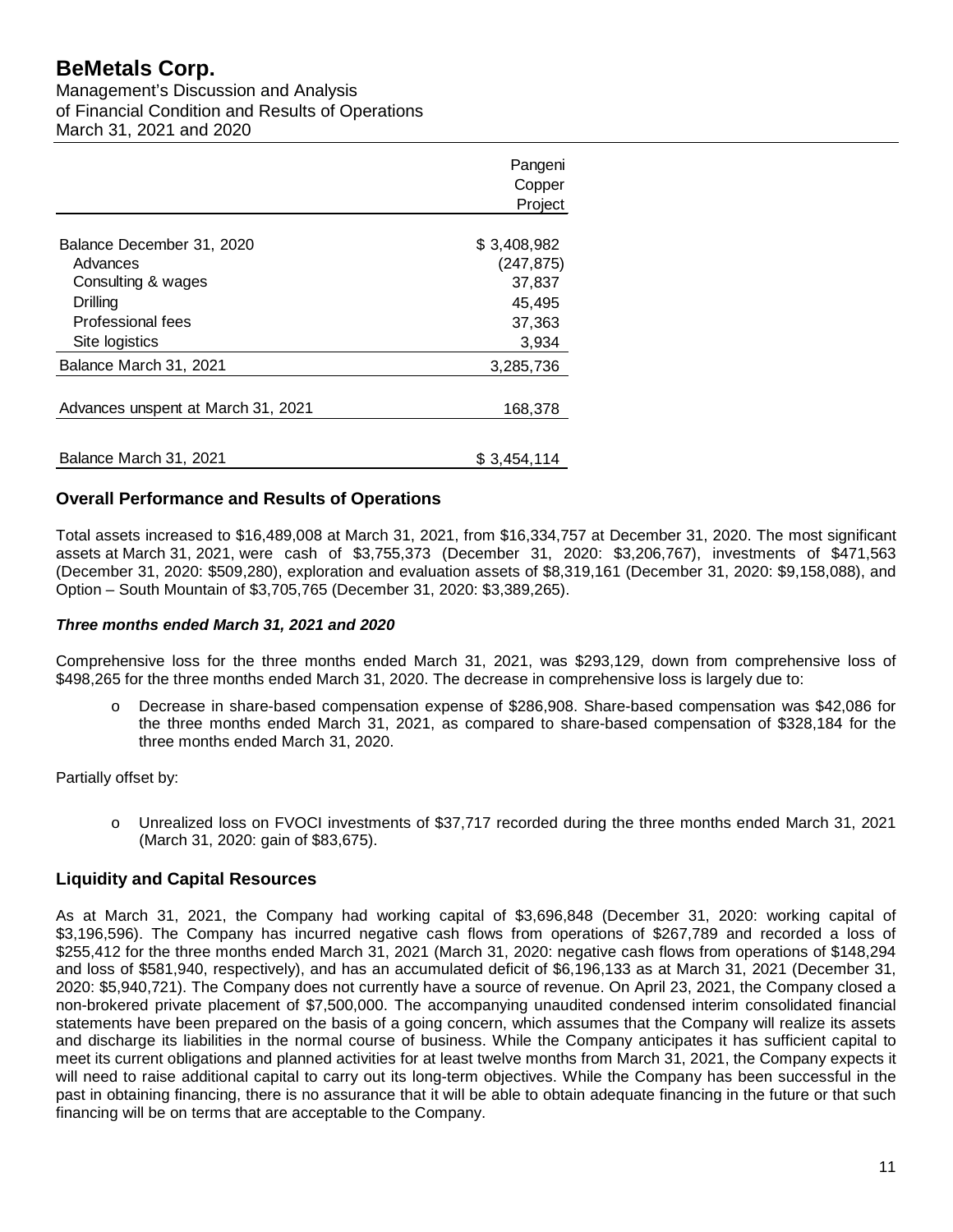| | Pangeni Copper Project |
|---|---|
| Balance December 31, 2020 | $ 3,408,982 |
| Advances | (247,875) |
| Consulting & wages | 37,837 |
| Drilling | 45,495 |
| Professional fees | 37,363 |
| Site logistics | 3,934 |
| Balance March 31, 2021 | 3,285,736 |
| Advances unspent at March 31, 2021 | 168,378 |
| Balance March 31, 2021 | $ 3,454,114 |

## Overall Performance and Results of Operations

Total assets increased to $16,489,008 at March 31, 2021, from $16,334,757 at December 31, 2020. The most significant assets at March 31, 2021, were cash of $3,755,373 (December 31, 2020: $3,206,767), investments of $471,563 (December 31, 2020: $509,280), exploration and evaluation assets of $8,319,161 (December 31, 2020: $9,158,088), and Option – South Mountain of $3,705,765 (December 31, 2020: $3,389,265).

### *Three months ended March 31, 2021 and 2020*

Comprehensive loss for the three months ended March 31, 2021, was $293,129, down from comprehensive loss of $498,265 for the three months ended March 31, 2020. The decrease in comprehensive loss is largely due to:

- Decrease in share-based compensation expense of $286,908. Share-based compensation was $42,086 for the three months ended March 31, 2021, as compared to share-based compensation of $328,184 for the three months ended March 31, 2020.

Partially offset by:

- Unrealized loss on FVOCI investments of $37,717 recorded during the three months ended March 31, 2021 (March 31, 2020: gain of $83,675).

## Liquidity and Capital Resources

As at March 31, 2021, the Company had working capital of $3,696,848 (December 31, 2020: working capital of $3,196,596). The Company has incurred negative cash flows from operations of $267,789 and recorded a loss of $255,412 for the three months ended March 31, 2021 (March 31, 2020: negative cash flows from operations of $148,294 and loss of $581,940, respectively), and has an accumulated deficit of $6,196,133 as at March 31, 2021 (December 31, 2020: $5,940,721). The Company does not currently have a source of revenue. On April 23, 2021, the Company closed a non-brokered private placement of $7,500,000. The accompanying unaudited condensed interim consolidated financial statements have been prepared on the basis of a going concern, which assumes that the Company will realize its assets and discharge its liabilities in the normal course of business. While the Company anticipates it has sufficient capital to meet its current obligations and planned activities for at least twelve months from March 31, 2021, the Company expects it will need to raise additional capital to carry out its long-term objectives. While the Company has been successful in the past in obtaining financing, there is no assurance that it will be able to obtain adequate financing in the future or that such financing will be on terms that are acceptable to the Company.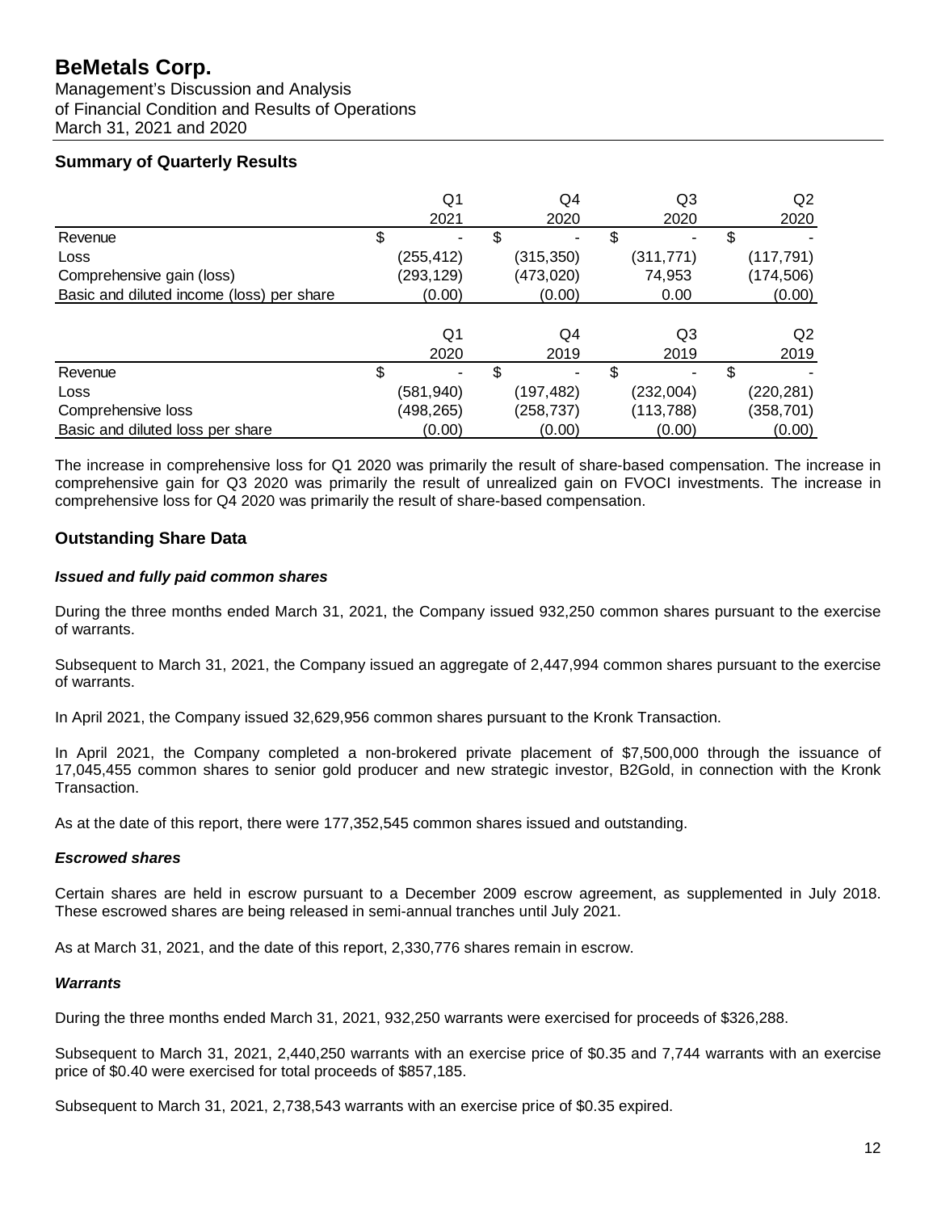# BeMetals Corp.

Management's Discussion and Analysis
of Financial Condition and Results of Operations
March 31, 2021 and 2020

## Summary of Quarterly Results

| | Q1 2021 | Q4 2020 | Q3 2020 | Q2 2020 |
|---|---|---|---|---|
| Revenue | $ - | $ - | $ - | $ - |
| Loss | (255,412) | (315,350) | (311,771) | (117,791) |
| Comprehensive gain (loss) | (293,129) | (473,020) | 74,953 | (174,506) |
| Basic and diluted income (loss) per share | (0.00) | (0.00) | 0.00 | (0.00) |

| | Q1 2020 | Q4 2019 | Q3 2019 | Q2 2019 |
|---|---|---|---|---|
| Revenue | $ - | $ - | $ - | $ - |
| Loss | (581,940) | (197,482) | (232,004) | (220,281) |
| Comprehensive loss | (498,265) | (258,737) | (113,788) | (358,701) |
| Basic and diluted loss per share | (0.00) | (0.00) | (0.00) | (0.00) |

The increase in comprehensive loss for Q1 2020 was primarily the result of share-based compensation. The increase in comprehensive gain for Q3 2020 was primarily the result of unrealized gain on FVOCI investments. The increase in comprehensive loss for Q4 2020 was primarily the result of share-based compensation.

## Outstanding Share Data

### *Issued and fully paid common shares*

During the three months ended March 31, 2021, the Company issued 932,250 common shares pursuant to the exercise of warrants.

Subsequent to March 31, 2021, the Company issued an aggregate of 2,447,994 common shares pursuant to the exercise of warrants.

In April 2021, the Company issued 32,629,956 common shares pursuant to the Kronk Transaction.

In April 2021, the Company completed a non-brokered private placement of $7,500,000 through the issuance of 17,045,455 common shares to senior gold producer and new strategic investor, B2Gold, in connection with the Kronk Transaction.

As at the date of this report, there were 177,352,545 common shares issued and outstanding.

### *Escrowed shares*

Certain shares are held in escrow pursuant to a December 2009 escrow agreement, as supplemented in July 2018. These escrowed shares are being released in semi-annual tranches until July 2021.

As at March 31, 2021, and the date of this report, 2,330,776 shares remain in escrow.

### *Warrants*

During the three months ended March 31, 2021, 932,250 warrants were exercised for proceeds of $326,288.

Subsequent to March 31, 2021, 2,440,250 warrants with an exercise price of $0.35 and 7,744 warrants with an exercise price of $0.40 were exercised for total proceeds of $857,185.

Subsequent to March 31, 2021, 2,738,543 warrants with an exercise price of $0.35 expired.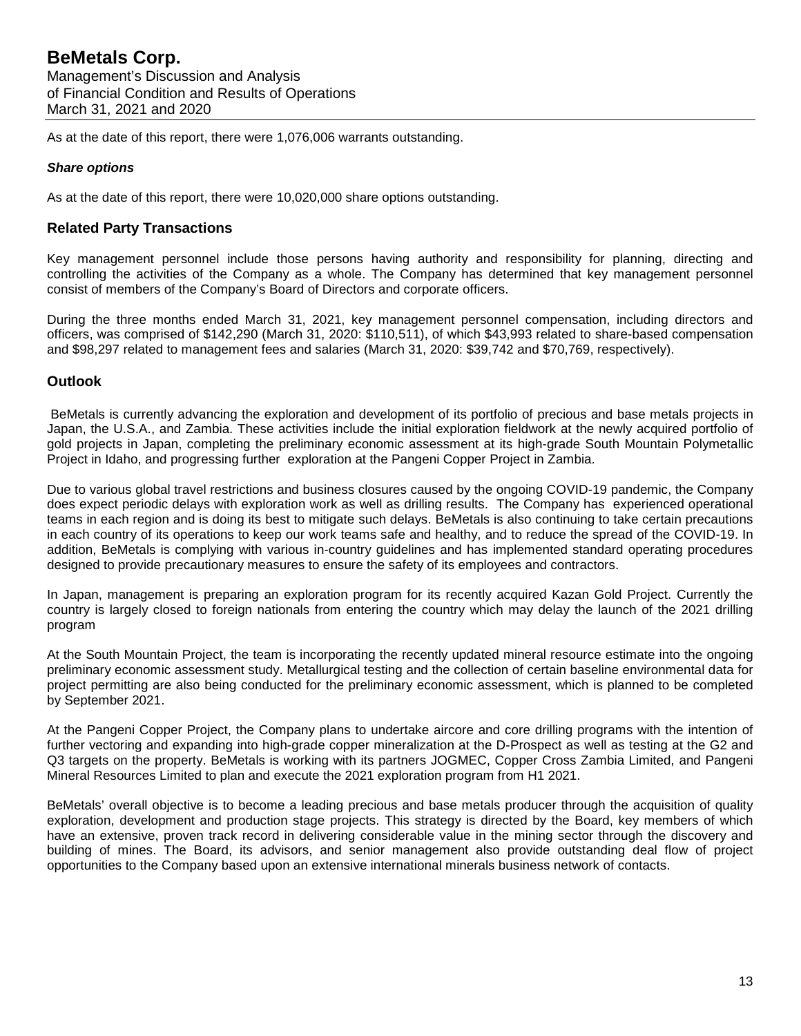As at the date of this report, there were 1,076,006 warrants outstanding.

***Share options***

As at the date of this report, there were 10,020,000 share options outstanding.

## Related Party Transactions

Key management personnel include those persons having authority and responsibility for planning, directing and controlling the activities of the Company as a whole. The Company has determined that key management personnel consist of members of the Company's Board of Directors and corporate officers.

During the three months ended March 31, 2021, key management personnel compensation, including directors and officers, was comprised of $142,290 (March 31, 2020: $110,511), of which $43,993 related to share-based compensation and $98,297 related to management fees and salaries (March 31, 2020: $39,742 and $70,769, respectively).

## Outlook

BeMetals is currently advancing the exploration and development of its portfolio of precious and base metals projects in Japan, the U.S.A., and Zambia. These activities include the initial exploration fieldwork at the newly acquired portfolio of gold projects in Japan, completing the preliminary economic assessment at its high-grade South Mountain Polymetallic Project in Idaho, and progressing further exploration at the Pangeni Copper Project in Zambia.

Due to various global travel restrictions and business closures caused by the ongoing COVID-19 pandemic, the Company does expect periodic delays with exploration work as well as drilling results. The Company has experienced operational teams in each region and is doing its best to mitigate such delays. BeMetals is also continuing to take certain precautions in each country of its operations to keep our work teams safe and healthy, and to reduce the spread of the COVID-19. In addition, BeMetals is complying with various in-country guidelines and has implemented standard operating procedures designed to provide precautionary measures to ensure the safety of its employees and contractors.

In Japan, management is preparing an exploration program for its recently acquired Kazan Gold Project. Currently the country is largely closed to foreign nationals from entering the country which may delay the launch of the 2021 drilling program

At the South Mountain Project, the team is incorporating the recently updated mineral resource estimate into the ongoing preliminary economic assessment study. Metallurgical testing and the collection of certain baseline environmental data for project permitting are also being conducted for the preliminary economic assessment, which is planned to be completed by September 2021.

At the Pangeni Copper Project, the Company plans to undertake aircore and core drilling programs with the intention of further vectoring and expanding into high-grade copper mineralization at the D-Prospect as well as testing at the G2 and Q3 targets on the property. BeMetals is working with its partners JOGMEC, Copper Cross Zambia Limited, and Pangeni Mineral Resources Limited to plan and execute the 2021 exploration program from H1 2021.

BeMetals' overall objective is to become a leading precious and base metals producer through the acquisition of quality exploration, development and production stage projects. This strategy is directed by the Board, key members of which have an extensive, proven track record in delivering considerable value in the mining sector through the discovery and building of mines. The Board, its advisors, and senior management also provide outstanding deal flow of project opportunities to the Company based upon an extensive international minerals business network of contacts.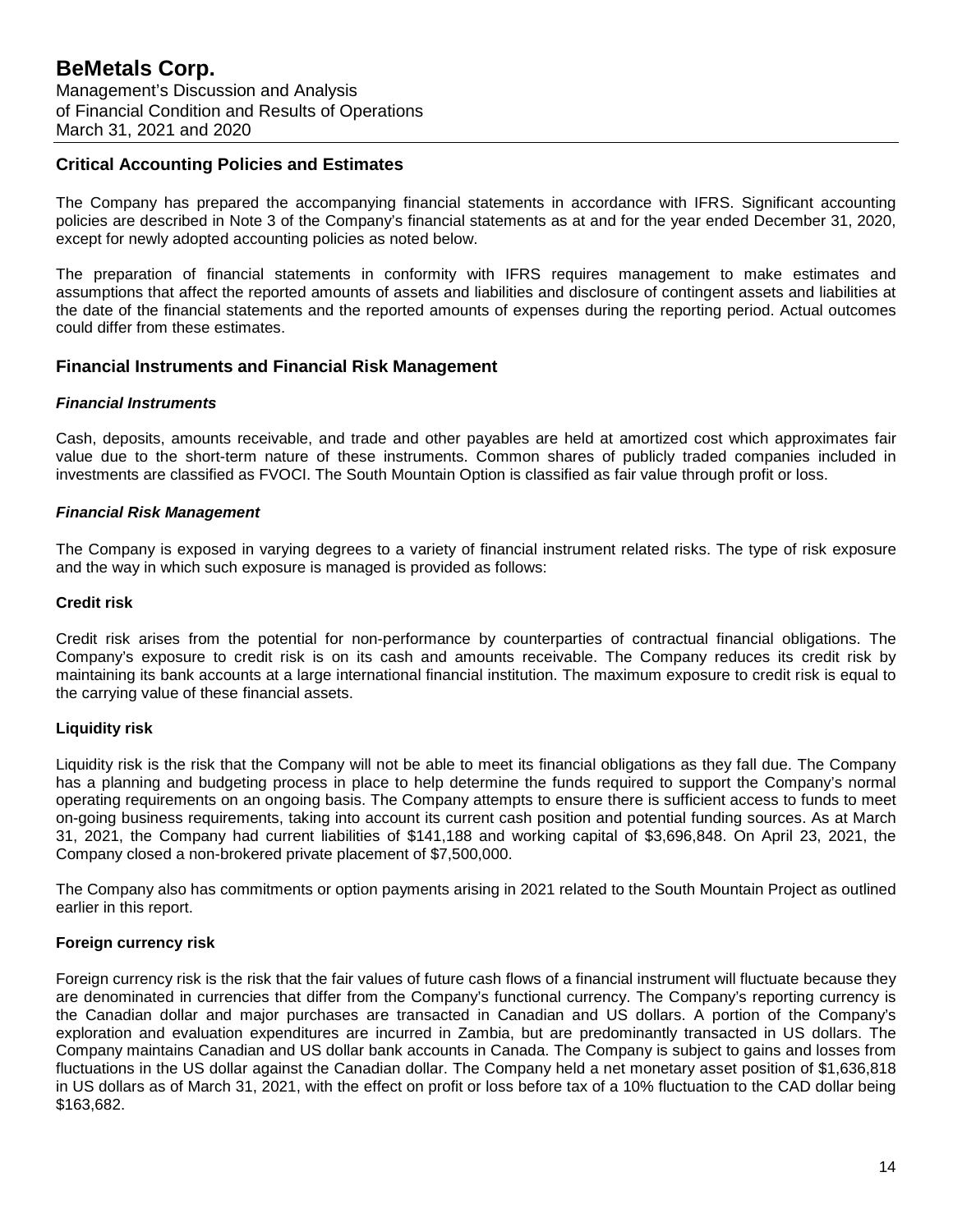## Critical Accounting Policies and Estimates

The Company has prepared the accompanying financial statements in accordance with IFRS. Significant accounting policies are described in Note 3 of the Company's financial statements as at and for the year ended December 31, 2020, except for newly adopted accounting policies as noted below.

The preparation of financial statements in conformity with IFRS requires management to make estimates and assumptions that affect the reported amounts of assets and liabilities and disclosure of contingent assets and liabilities at the date of the financial statements and the reported amounts of expenses during the reporting period. Actual outcomes could differ from these estimates.

## Financial Instruments and Financial Risk Management

### *Financial Instruments*

Cash, deposits, amounts receivable, and trade and other payables are held at amortized cost which approximates fair value due to the short-term nature of these instruments. Common shares of publicly traded companies included in investments are classified as FVOCI. The South Mountain Option is classified as fair value through profit or loss.

### *Financial Risk Management*

The Company is exposed in varying degrees to a variety of financial instrument related risks. The type of risk exposure and the way in which such exposure is managed is provided as follows:

**Credit risk**

Credit risk arises from the potential for non-performance by counterparties of contractual financial obligations. The Company's exposure to credit risk is on its cash and amounts receivable. The Company reduces its credit risk by maintaining its bank accounts at a large international financial institution. The maximum exposure to credit risk is equal to the carrying value of these financial assets.

**Liquidity risk**

Liquidity risk is the risk that the Company will not be able to meet its financial obligations as they fall due. The Company has a planning and budgeting process in place to help determine the funds required to support the Company's normal operating requirements on an ongoing basis. The Company attempts to ensure there is sufficient access to funds to meet on-going business requirements, taking into account its current cash position and potential funding sources. As at March 31, 2021, the Company had current liabilities of $141,188 and working capital of $3,696,848. On April 23, 2021, the Company closed a non-brokered private placement of $7,500,000.

The Company also has commitments or option payments arising in 2021 related to the South Mountain Project as outlined earlier in this report.

**Foreign currency risk**

Foreign currency risk is the risk that the fair values of future cash flows of a financial instrument will fluctuate because they are denominated in currencies that differ from the Company's functional currency. The Company's reporting currency is the Canadian dollar and major purchases are transacted in Canadian and US dollars. A portion of the Company's exploration and evaluation expenditures are incurred in Zambia, but are predominantly transacted in US dollars. The Company maintains Canadian and US dollar bank accounts in Canada. The Company is subject to gains and losses from fluctuations in the US dollar against the Canadian dollar. The Company held a net monetary asset position of $1,636,818 in US dollars as of March 31, 2021, with the effect on profit or loss before tax of a 10% fluctuation to the CAD dollar being $163,682.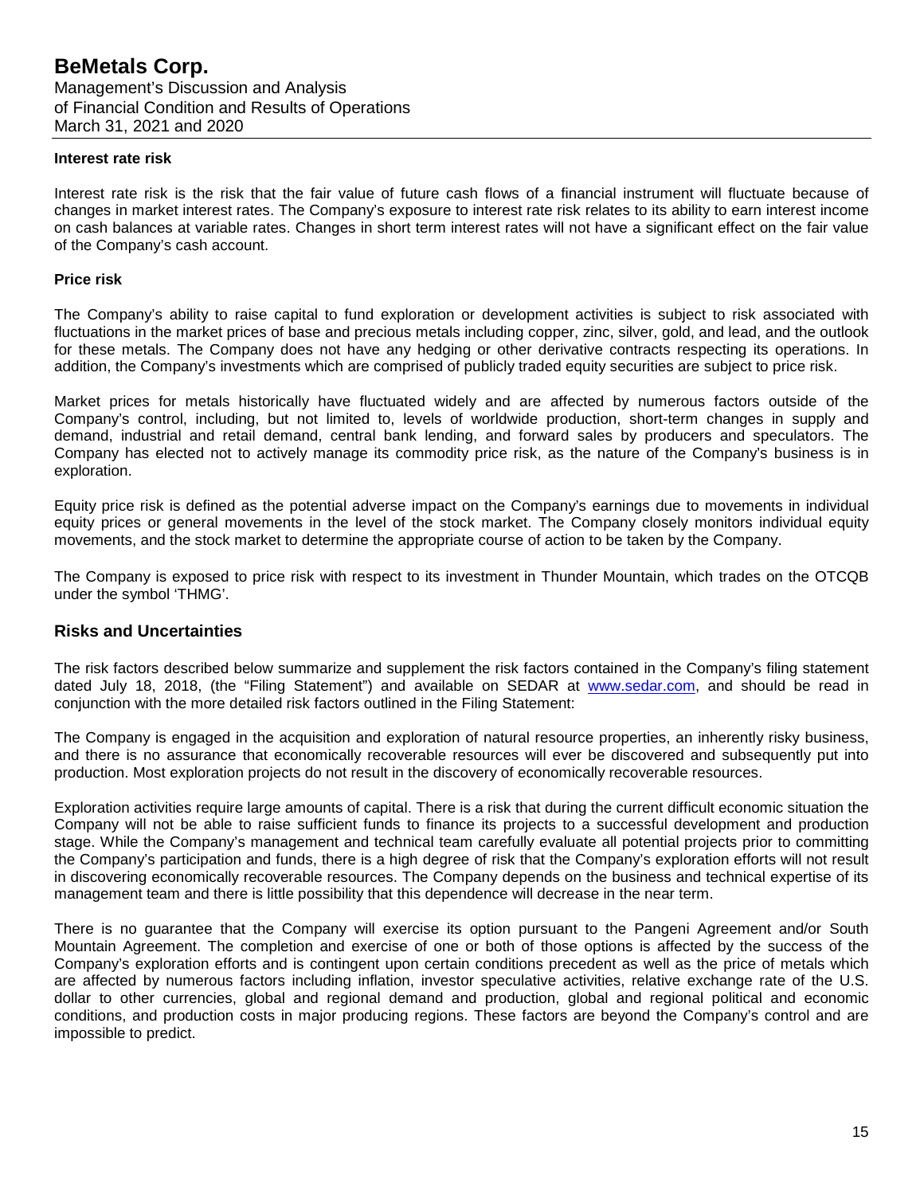#### Interest rate risk

Interest rate risk is the risk that the fair value of future cash flows of a financial instrument will fluctuate because of changes in market interest rates. The Company's exposure to interest rate risk relates to its ability to earn interest income on cash balances at variable rates. Changes in short term interest rates will not have a significant effect on the fair value of the Company's cash account.

#### Price risk

The Company's ability to raise capital to fund exploration or development activities is subject to risk associated with fluctuations in the market prices of base and precious metals including copper, zinc, silver, gold, and lead, and the outlook for these metals. The Company does not have any hedging or other derivative contracts respecting its operations. In addition, the Company's investments which are comprised of publicly traded equity securities are subject to price risk.

Market prices for metals historically have fluctuated widely and are affected by numerous factors outside of the Company's control, including, but not limited to, levels of worldwide production, short-term changes in supply and demand, industrial and retail demand, central bank lending, and forward sales by producers and speculators. The Company has elected not to actively manage its commodity price risk, as the nature of the Company's business is in exploration.

Equity price risk is defined as the potential adverse impact on the Company's earnings due to movements in individual equity prices or general movements in the level of the stock market. The Company closely monitors individual equity movements, and the stock market to determine the appropriate course of action to be taken by the Company.

The Company is exposed to price risk with respect to its investment in Thunder Mountain, which trades on the OTCQB under the symbol 'THMG'.

## Risks and Uncertainties

The risk factors described below summarize and supplement the risk factors contained in the Company's filing statement dated July 18, 2018, (the "Filing Statement") and available on SEDAR at www.sedar.com, and should be read in conjunction with the more detailed risk factors outlined in the Filing Statement:

The Company is engaged in the acquisition and exploration of natural resource properties, an inherently risky business, and there is no assurance that economically recoverable resources will ever be discovered and subsequently put into production. Most exploration projects do not result in the discovery of economically recoverable resources.

Exploration activities require large amounts of capital. There is a risk that during the current difficult economic situation the Company will not be able to raise sufficient funds to finance its projects to a successful development and production stage. While the Company's management and technical team carefully evaluate all potential projects prior to committing the Company's participation and funds, there is a high degree of risk that the Company's exploration efforts will not result in discovering economically recoverable resources. The Company depends on the business and technical expertise of its management team and there is little possibility that this dependence will decrease in the near term.

There is no guarantee that the Company will exercise its option pursuant to the Pangeni Agreement and/or South Mountain Agreement. The completion and exercise of one or both of those options is affected by the success of the Company's exploration efforts and is contingent upon certain conditions precedent as well as the price of metals which are affected by numerous factors including inflation, investor speculative activities, relative exchange rate of the U.S. dollar to other currencies, global and regional demand and production, global and regional political and economic conditions, and production costs in major producing regions. These factors are beyond the Company's control and are impossible to predict.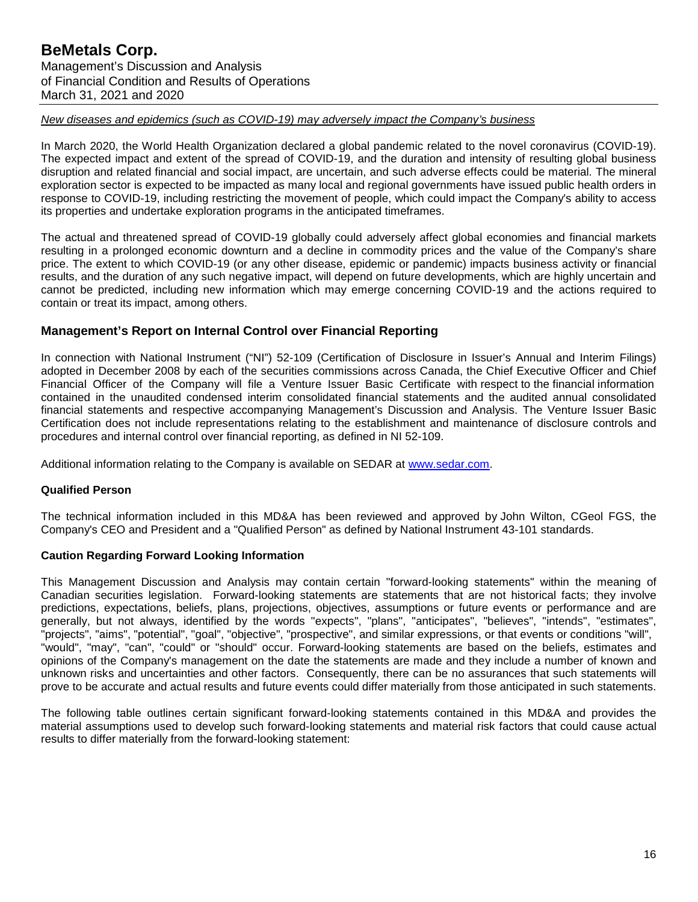*New diseases and epidemics (such as COVID-19) may adversely impact the Company's business*

In March 2020, the World Health Organization declared a global pandemic related to the novel coronavirus (COVID-19). The expected impact and extent of the spread of COVID-19, and the duration and intensity of resulting global business disruption and related financial and social impact, are uncertain, and such adverse effects could be material. The mineral exploration sector is expected to be impacted as many local and regional governments have issued public health orders in response to COVID-19, including restricting the movement of people, which could impact the Company's ability to access its properties and undertake exploration programs in the anticipated timeframes.

The actual and threatened spread of COVID-19 globally could adversely affect global economies and financial markets resulting in a prolonged economic downturn and a decline in commodity prices and the value of the Company's share price. The extent to which COVID-19 (or any other disease, epidemic or pandemic) impacts business activity or financial results, and the duration of any such negative impact, will depend on future developments, which are highly uncertain and cannot be predicted, including new information which may emerge concerning COVID-19 and the actions required to contain or treat its impact, among others.

## Management's Report on Internal Control over Financial Reporting

In connection with National Instrument ("NI") 52-109 (Certification of Disclosure in Issuer's Annual and Interim Filings) adopted in December 2008 by each of the securities commissions across Canada, the Chief Executive Officer and Chief Financial Officer of the Company will file a Venture Issuer Basic Certificate with respect to the financial information contained in the unaudited condensed interim consolidated financial statements and the audited annual consolidated financial statements and respective accompanying Management's Discussion and Analysis. The Venture Issuer Basic Certification does not include representations relating to the establishment and maintenance of disclosure controls and procedures and internal control over financial reporting, as defined in NI 52-109.

Additional information relating to the Company is available on SEDAR at www.sedar.com.

### Qualified Person

The technical information included in this MD&A has been reviewed and approved by John Wilton, CGeol FGS, the Company's CEO and President and a "Qualified Person" as defined by National Instrument 43-101 standards.

### Caution Regarding Forward Looking Information

This Management Discussion and Analysis may contain certain "forward-looking statements" within the meaning of Canadian securities legislation. Forward-looking statements are statements that are not historical facts; they involve predictions, expectations, beliefs, plans, projections, objectives, assumptions or future events or performance and are generally, but not always, identified by the words "expects", "plans", "anticipates", "believes", "intends", "estimates", "projects", "aims", "potential", "goal", "objective", "prospective", and similar expressions, or that events or conditions "will", "would", "may", "can", "could" or "should" occur. Forward-looking statements are based on the beliefs, estimates and opinions of the Company's management on the date the statements are made and they include a number of known and unknown risks and uncertainties and other factors. Consequently, there can be no assurances that such statements will prove to be accurate and actual results and future events could differ materially from those anticipated in such statements.

The following table outlines certain significant forward-looking statements contained in this MD&A and provides the material assumptions used to develop such forward-looking statements and material risk factors that could cause actual results to differ materially from the forward-looking statement: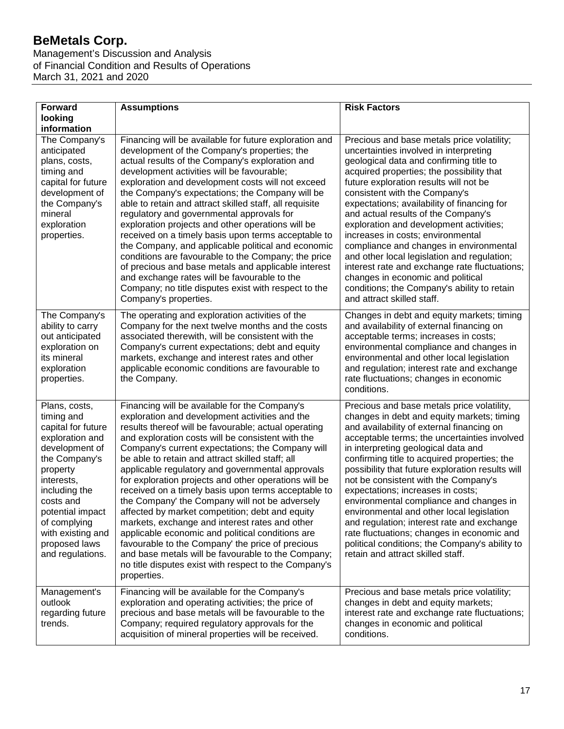| Forward looking information | Assumptions | Risk Factors |
|---|---|---|
| The Company's anticipated plans, costs, timing and capital for future development of the Company's mineral exploration properties. | Financing will be available for future exploration and development of the Company's properties; the actual results of the Company's exploration and development activities will be favourable; exploration and development costs will not exceed the Company's expectations; the Company will be able to retain and attract skilled staff, all requisite regulatory and governmental approvals for exploration projects and other operations will be received on a timely basis upon terms acceptable to the Company, and applicable political and economic conditions are favourable to the Company; the price of precious and base metals and applicable interest and exchange rates will be favourable to the Company; no title disputes exist with respect to the Company's properties. | Precious and base metals price volatility; uncertainties involved in interpreting geological data and confirming title to acquired properties; the possibility that future exploration results will not be consistent with the Company's expectations; availability of financing for and actual results of the Company's exploration and development activities; increases in costs; environmental compliance and changes in environmental and other local legislation and regulation; interest rate and exchange rate fluctuations; changes in economic and political conditions; the Company's ability to retain and attract skilled staff. |
| The Company's ability to carry out anticipated exploration on its mineral exploration properties. | The operating and exploration activities of the Company for the next twelve months and the costs associated therewith, will be consistent with the Company's current expectations; debt and equity markets, exchange and interest rates and other applicable economic conditions are favourable to the Company. | Changes in debt and equity markets; timing and availability of external financing on acceptable terms; increases in costs; environmental compliance and changes in environmental and other local legislation and regulation; interest rate and exchange rate fluctuations; changes in economic conditions. |
| Plans, costs, timing and capital for future exploration and development of the Company's property interests, including the costs and potential impact of complying with existing and proposed laws and regulations. | Financing will be available for the Company's exploration and development activities and the results thereof will be favourable; actual operating and exploration costs will be consistent with the Company's current expectations; the Company will be able to retain and attract skilled staff; all applicable regulatory and governmental approvals for exploration projects and other operations will be received on a timely basis upon terms acceptable to the Company' the Company will not be adversely affected by market competition; debt and equity markets, exchange and interest rates and other applicable economic and political conditions are favourable to the Company' the price of precious and base metals will be favourable to the Company; no title disputes exist with respect to the Company's properties. | Precious and base metals price volatility, changes in debt and equity markets; timing and availability of external financing on acceptable terms; the uncertainties involved in interpreting geological data and confirming title to acquired properties; the possibility that future exploration results will not be consistent with the Company's expectations; increases in costs; environmental compliance and changes in environmental and other local legislation and regulation; interest rate and exchange rate fluctuations; changes in economic and political conditions; the Company's ability to retain and attract skilled staff. |
| Management's outlook regarding future trends. | Financing will be available for the Company's exploration and operating activities; the price of precious and base metals will be favourable to the Company; required regulatory approvals for the acquisition of mineral properties will be received. | Precious and base metals price volatility; changes in debt and equity markets; interest rate and exchange rate fluctuations; changes in economic and political conditions. |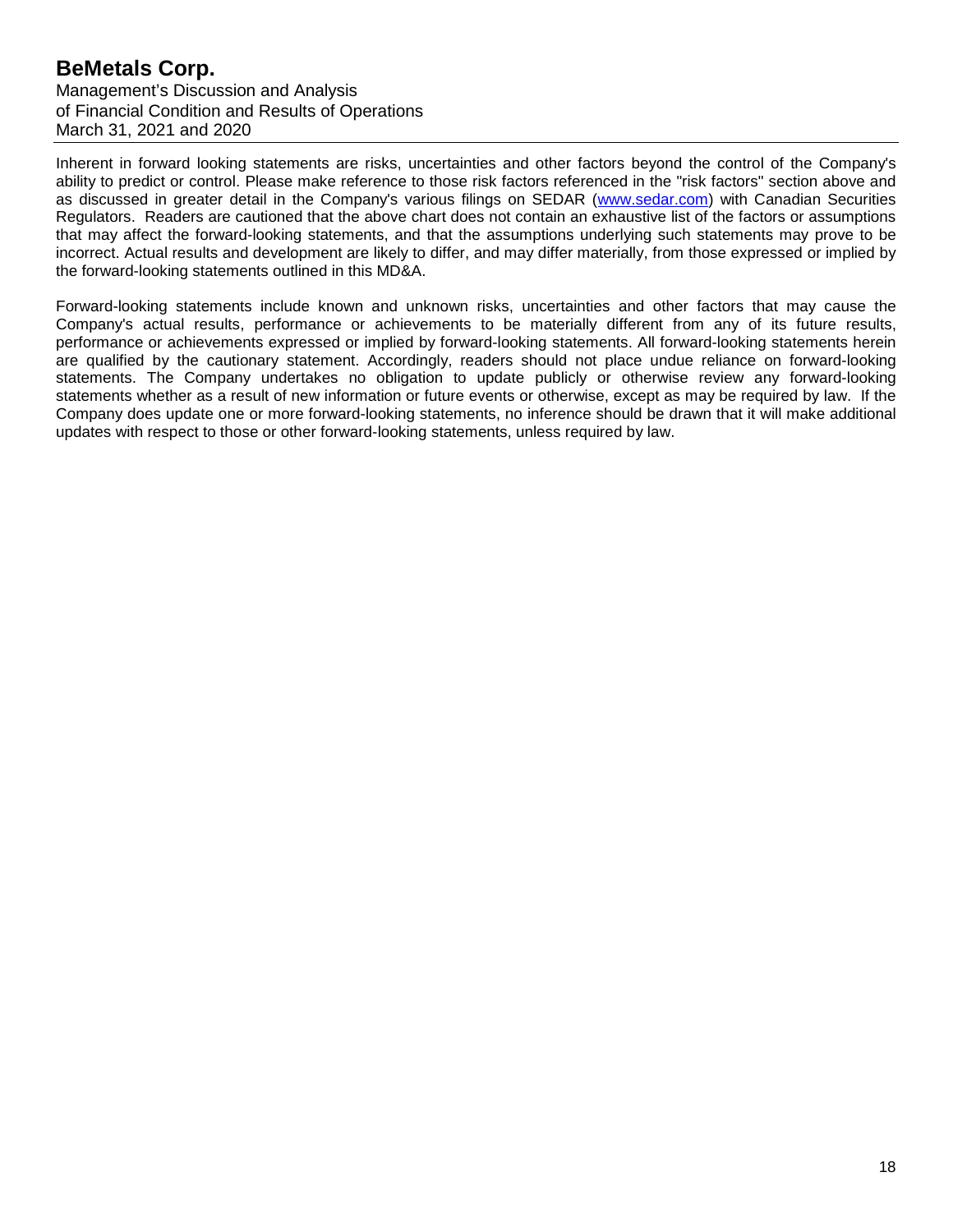Inherent in forward looking statements are risks, uncertainties and other factors beyond the control of the Company's ability to predict or control. Please make reference to those risk factors referenced in the "risk factors" section above and as discussed in greater detail in the Company's various filings on SEDAR (www.sedar.com) with Canadian Securities Regulators. Readers are cautioned that the above chart does not contain an exhaustive list of the factors or assumptions that may affect the forward-looking statements, and that the assumptions underlying such statements may prove to be incorrect. Actual results and development are likely to differ, and may differ materially, from those expressed or implied by the forward-looking statements outlined in this MD&A.

Forward-looking statements include known and unknown risks, uncertainties and other factors that may cause the Company's actual results, performance or achievements to be materially different from any of its future results, performance or achievements expressed or implied by forward-looking statements. All forward-looking statements herein are qualified by the cautionary statement. Accordingly, readers should not place undue reliance on forward-looking statements. The Company undertakes no obligation to update publicly or otherwise review any forward-looking statements whether as a result of new information or future events or otherwise, except as may be required by law. If the Company does update one or more forward-looking statements, no inference should be drawn that it will make additional updates with respect to those or other forward-looking statements, unless required by law.